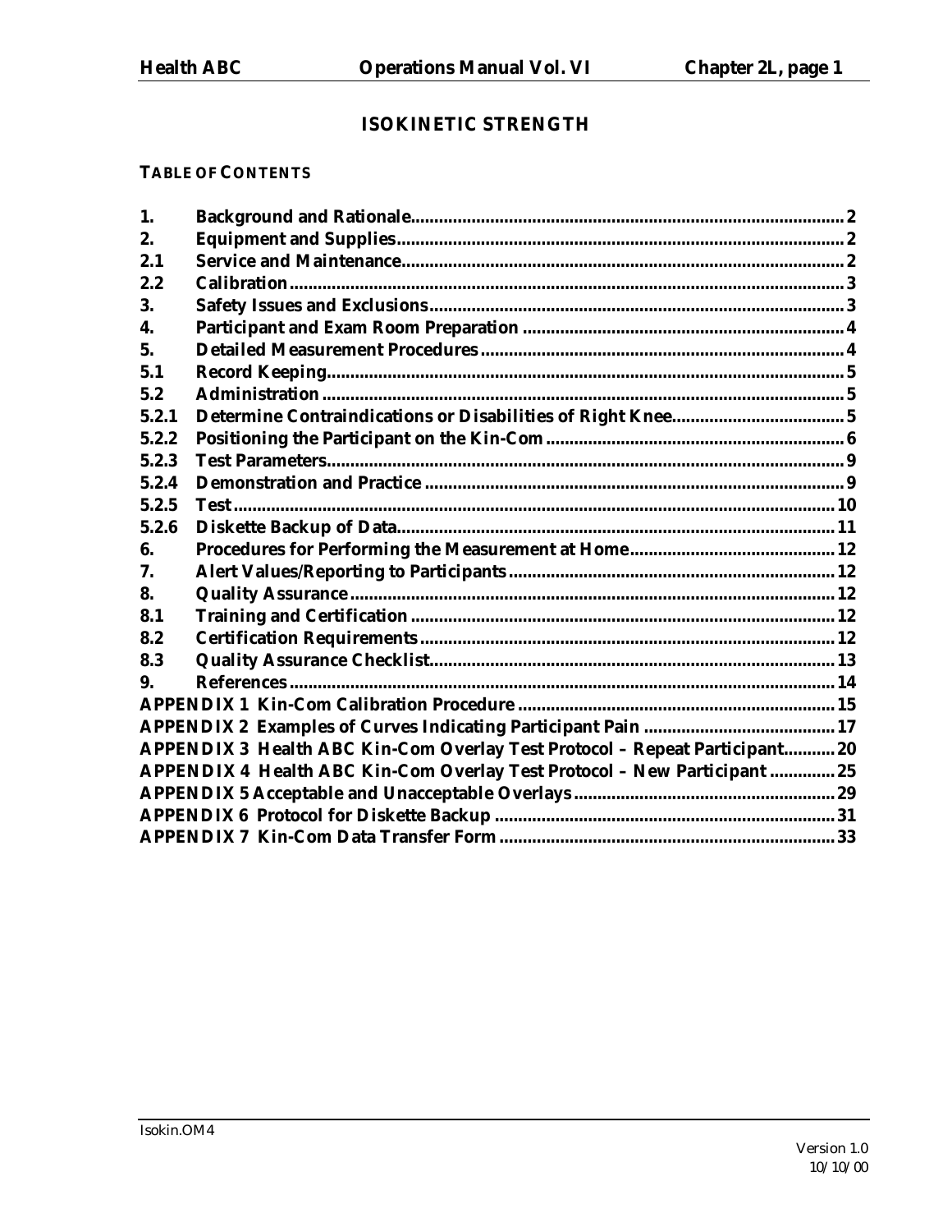# ISOKINETIC STRENGTH

**TABLE OF CONTENTS**

| | | |
|---|---|---|
| **1.** | **Background and Rationale** | **2** |
| **2.** | **Equipment and Supplies** | **2** |
| **2.1** | **Service and Maintenance** | **2** |
| **2.2** | **Calibration** | **3** |
| **3.** | **Safety Issues and Exclusions** | **3** |
| **4.** | **Participant and Exam Room Preparation** | **4** |
| **5.** | **Detailed Measurement Procedures** | **4** |
| **5.1** | **Record Keeping** | **5** |
| **5.2** | **Administration** | **5** |
| **5.2.1** | **Determine Contraindications or Disabilities of Right Knee** | **5** |
| **5.2.2** | **Positioning the Participant on the Kin-Com** | **6** |
| **5.2.3** | **Test Parameters** | **9** |
| **5.2.4** | **Demonstration and Practice** | **9** |
| **5.2.5** | **Test** | **10** |
| **5.2.6** | **Diskette Backup of Data** | **11** |
| **6.** | **Procedures for Performing the Measurement at Home** | **12** |
| **7.** | **Alert Values/Reporting to Participants** | **12** |
| **8.** | **Quality Assurance** | **12** |
| **8.1** | **Training and Certification** | **12** |
| **8.2** | **Certification Requirements** | **12** |
| **8.3** | **Quality Assurance Checklist** | **13** |
| **9.** | **References** | **14** |
| **APPENDIX 1** | **Kin-Com Calibration Procedure** | **15** |
| **APPENDIX 2** | **Examples of Curves Indicating Participant Pain** | **17** |
| **APPENDIX 3** | **Health ABC Kin-Com Overlay Test Protocol – Repeat Participant** | **20** |
| **APPENDIX 4** | **Health ABC Kin-Com Overlay Test Protocol – New Participant** | **25** |
| **APPENDIX 5** | **Acceptable and Unacceptable Overlays** | **29** |
| **APPENDIX 6** | **Protocol for Diskette Backup** | **31** |
| **APPENDIX 7** | **Kin-Com Data Transfer Form** | **33** |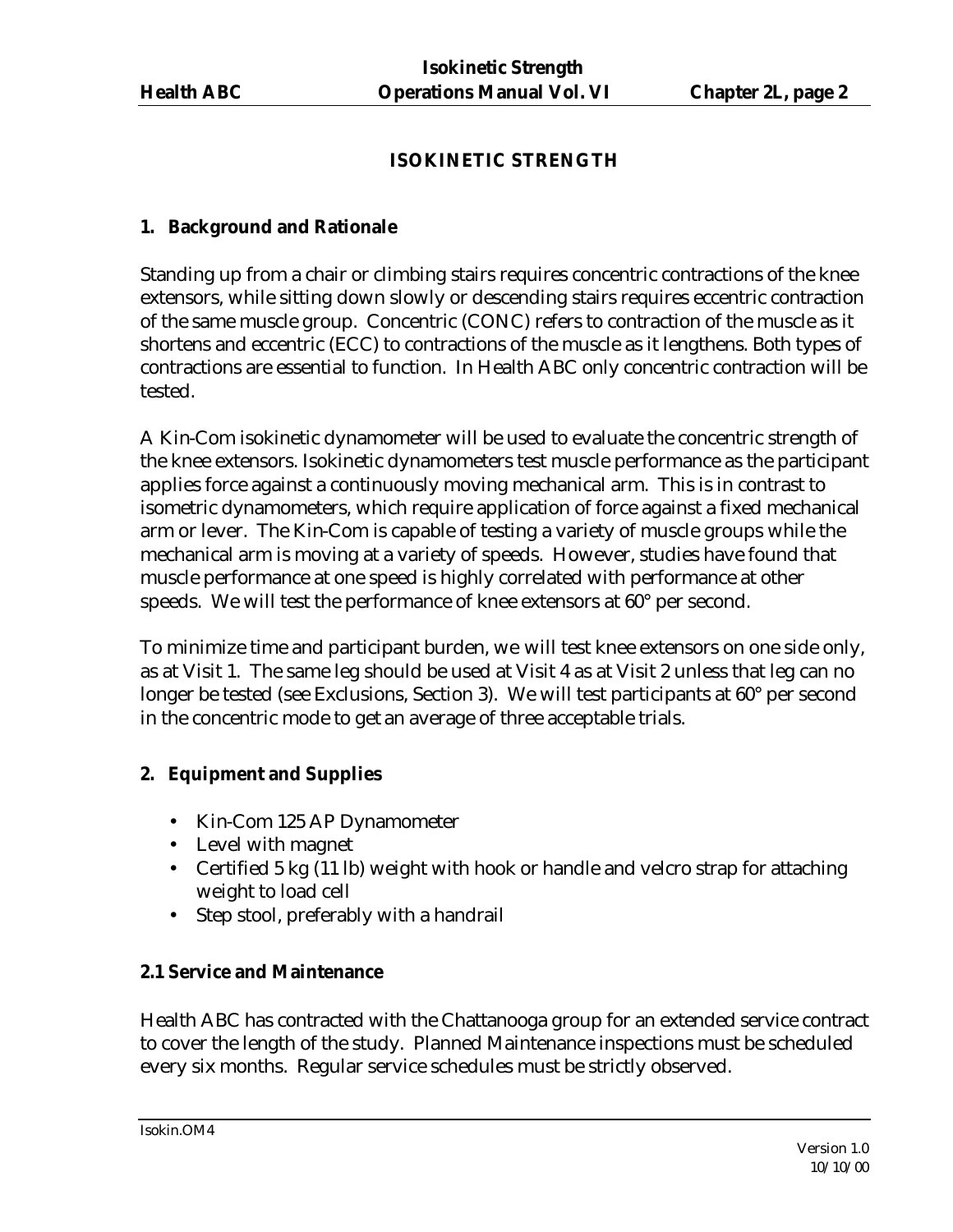# ISOKINETIC STRENGTH

## 1. Background and Rationale

Standing up from a chair or climbing stairs requires concentric contractions of the knee extensors, while sitting down slowly or descending stairs requires eccentric contraction of the same muscle group. Concentric (CONC) refers to contraction of the muscle as it shortens and eccentric (ECC) to contractions of the muscle as it lengthens. Both types of contractions are essential to function. In Health ABC only concentric contraction will be tested.

A Kin-Com isokinetic dynamometer will be used to evaluate the concentric strength of the knee extensors. Isokinetic dynamometers test muscle performance as the participant applies force against a continuously moving mechanical arm. This is in contrast to isometric dynamometers, which require application of force against a fixed mechanical arm or lever. The Kin-Com is capable of testing a variety of muscle groups while the mechanical arm is moving at a variety of speeds. However, studies have found that muscle performance at one speed is highly correlated with performance at other speeds. We will test the performance of knee extensors at 60° per second.

To minimize time and participant burden, we will test knee extensors on one side only, as at Visit 1. The same leg should be used at Visit 4 as at Visit 2 unless that leg can no longer be tested (see Exclusions, Section 3). We will test participants at 60° per second in the concentric mode to get an average of three acceptable trials.

## 2. Equipment and Supplies

- Kin-Com 125 AP Dynamometer
- Level with magnet
- Certified 5 kg (11 lb) weight with hook or handle and velcro strap for attaching weight to load cell
- Step stool, preferably with a handrail

### 2.1 Service and Maintenance

Health ABC has contracted with the Chattanooga group for an extended service contract to cover the length of the study. Planned Maintenance inspections must be scheduled every six months. Regular service schedules must be strictly observed.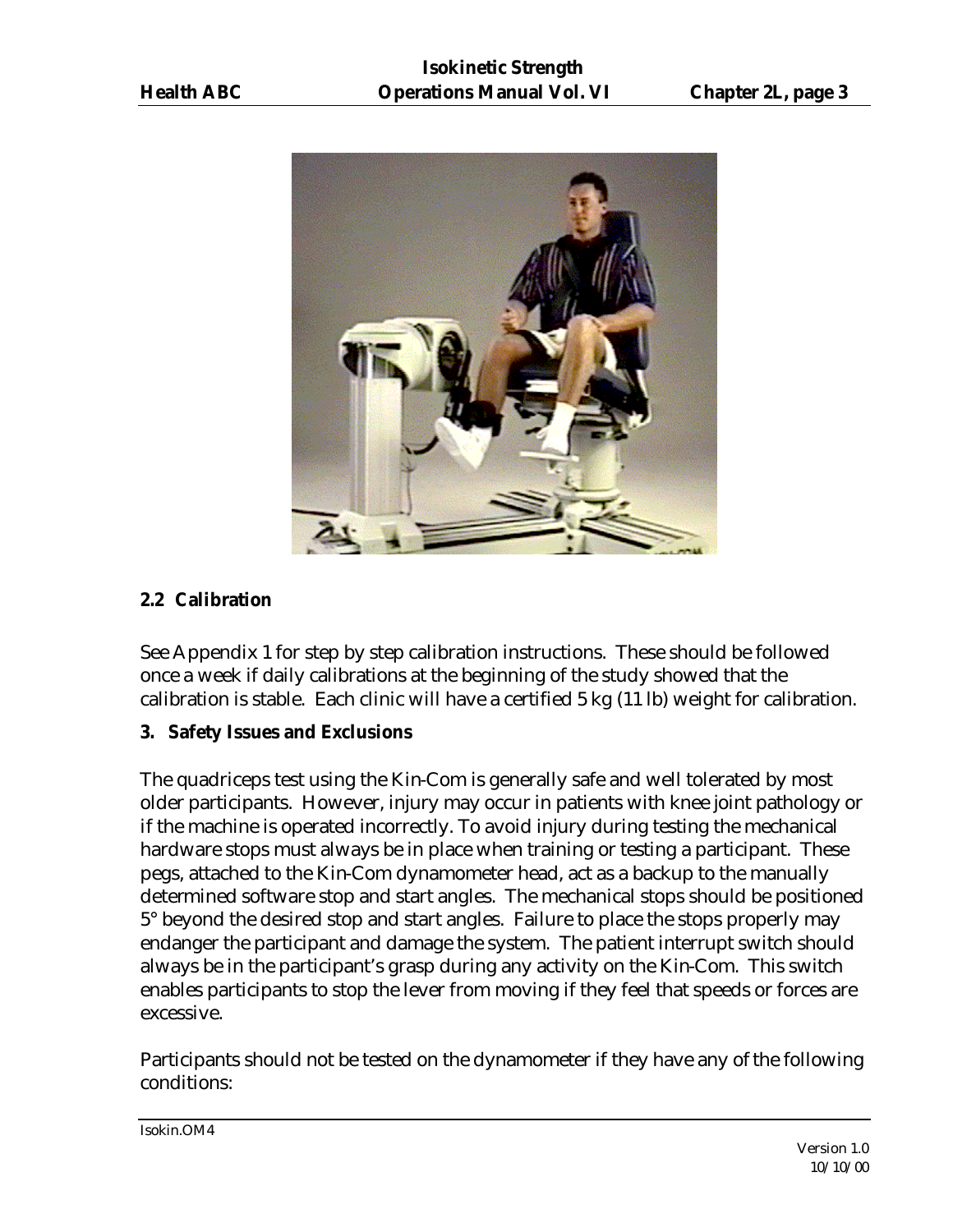## 2.2 Calibration

See Appendix 1 for step by step calibration instructions. These should be followed once a week if daily calibrations at the beginning of the study showed that the calibration is stable. Each clinic will have a certified 5 kg (11 lb) weight for calibration.

## 3. Safety Issues and Exclusions

The quadriceps test using the Kin-Com is generally safe and well tolerated by most older participants. However, injury may occur in patients with knee joint pathology or if the machine is operated incorrectly. To avoid injury during testing the mechanical hardware stops must always be in place when training or testing a participant. These pegs, attached to the Kin-Com dynamometer head, act as a backup to the manually determined software stop and start angles. The mechanical stops should be positioned 5° beyond the desired stop and start angles. Failure to place the stops properly may endanger the participant and damage the system. The patient interrupt switch should always be in the participant's grasp during any activity on the Kin-Com. This switch enables participants to stop the lever from moving if they feel that speeds or forces are excessive.

Participants should not be tested on the dynamometer if they have any of the following conditions: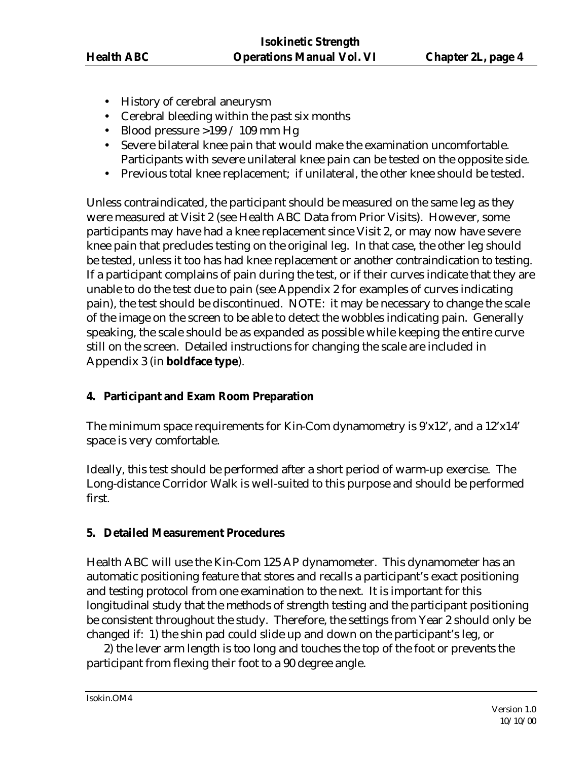- History of cerebral aneurysm
- Cerebral bleeding within the past six months
- Blood pressure >199 / 109 mm Hg
- Severe bilateral knee pain that would make the examination uncomfortable. Participants with severe unilateral knee pain can be tested on the opposite side.
- Previous total knee replacement; if unilateral, the other knee should be tested.

Unless contraindicated, the participant should be measured on the same leg as they were measured at Visit 2 (see Health ABC Data from Prior Visits). However, some participants may have had a knee replacement since Visit 2, or may now have severe knee pain that precludes testing on the original leg. In that case, the other leg should be tested, unless it too has had knee replacement or another contraindication to testing. If a participant complains of pain during the test, or if their curves indicate that they are unable to do the test due to pain (see Appendix 2 for examples of curves indicating pain), the test should be discontinued. NOTE: it may be necessary to change the scale of the image on the screen to be able to detect the wobbles indicating pain. Generally speaking, the scale should be as expanded as possible while keeping the entire curve still on the screen. Detailed instructions for changing the scale are included in Appendix 3 (in **boldface type**).

**4. Participant and Exam Room Preparation**

The minimum space requirements for Kin-Com dynamometry is 9'x12', and a 12'x14' space is very comfortable.

Ideally, this test should be performed after a short period of warm-up exercise. The Long-distance Corridor Walk is well-suited to this purpose and should be performed first.

**5. Detailed Measurement Procedures**

Health ABC will use the Kin-Com 125 AP dynamometer. This dynamometer has an automatic positioning feature that stores and recalls a participant's exact positioning and testing protocol from one examination to the next. It is important for this longitudinal study that the methods of strength testing and the participant positioning be consistent throughout the study. Therefore, the settings from Year 2 should only be changed if: 1) the shin pad could slide up and down on the participant's leg, or 2) the lever arm length is too long and touches the top of the foot or prevents the participant from flexing their foot to a 90 degree angle.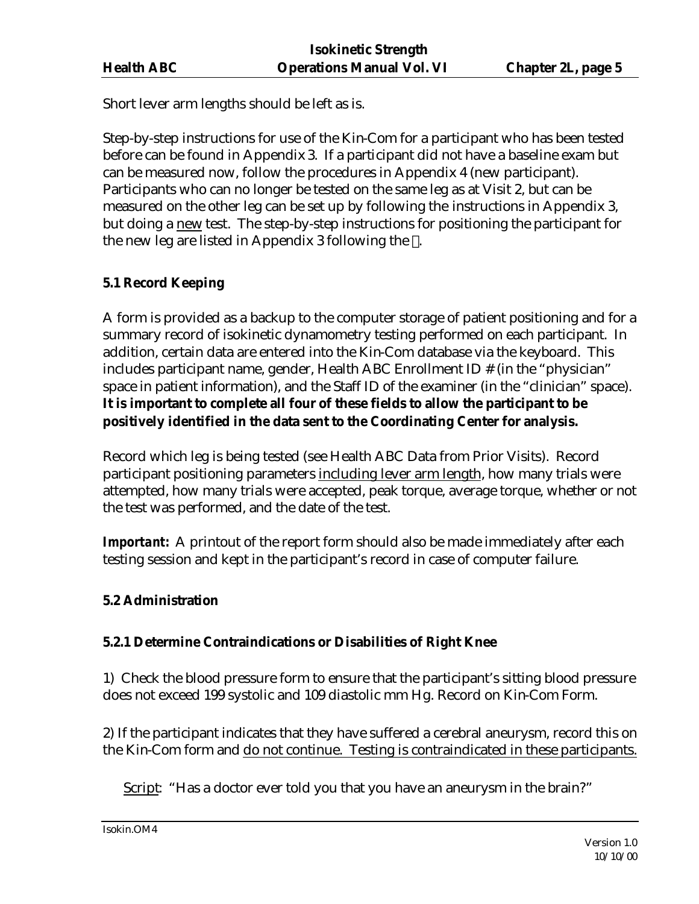Short lever arm lengths should be left as is.

Step-by-step instructions for use of the Kin-Com for a participant who has been tested before can be found in Appendix 3. If a participant did not have a baseline exam but can be measured now, follow the procedures in Appendix 4 (new participant). Participants who can no longer be tested on the same leg as at Visit 2, but can be measured on the other leg can be set up by following the instructions in Appendix 3, but doing a new test. The step-by-step instructions for positioning the participant for the new leg are listed in Appendix 3 following the .

### 5.1 Record Keeping

A form is provided as a backup to the computer storage of patient positioning and for a summary record of isokinetic dynamometry testing performed on each participant. In addition, certain data are entered into the Kin-Com database via the keyboard. This includes participant name, gender, Health ABC Enrollment ID # (in the "physician" space in patient information), and the Staff ID of the examiner (in the "clinician" space). **It is important to complete all four of these fields to allow the participant to be positively identified in the data sent to the Coordinating Center for analysis.**

Record which leg is being tested (see Health ABC Data from Prior Visits). Record participant positioning parameters including lever arm length, how many trials were attempted, how many trials were accepted, peak torque, average torque, whether or not the test was performed, and the date of the test.

***Important:*** A printout of the report form should also be made immediately after each testing session and kept in the participant's record in case of computer failure.

### 5.2 Administration

#### 5.2.1 Determine Contraindications or Disabilities of Right Knee

1) Check the blood pressure form to ensure that the participant's sitting blood pressure does not exceed 199 systolic and 109 diastolic mm Hg. Record on Kin-Com Form.

2) If the participant indicates that they have suffered a cerebral aneurysm, record this on the Kin-Com form and do not continue. Testing is contraindicated in these participants.

Script: "Has a doctor ever told you that you have an aneurysm in the brain?"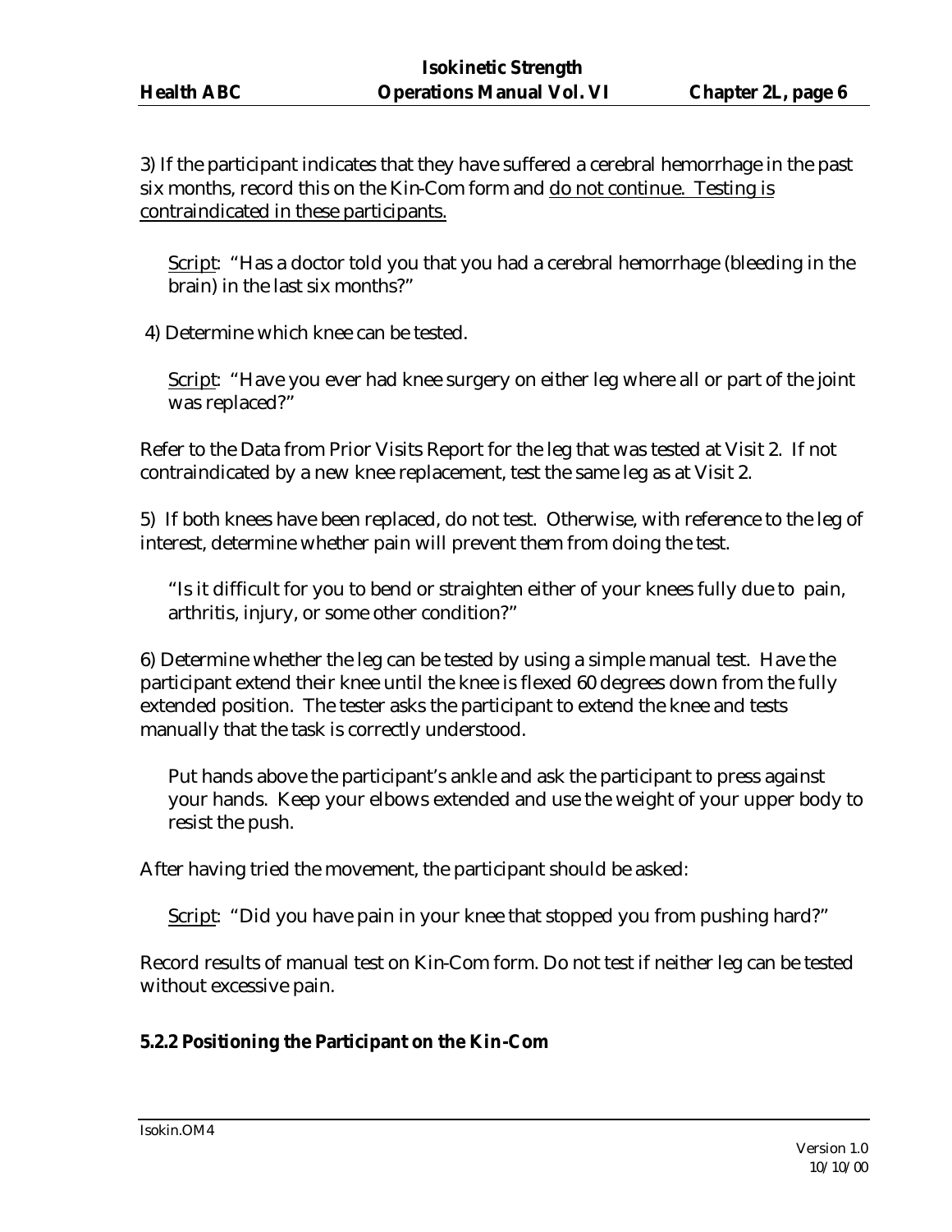3) If the participant indicates that they have suffered a cerebral hemorrhage in the past six months, record this on the Kin-Com form and <u>do not continue. Testing is contraindicated in these participants.</u>

> <u>Script</u>: "Has a doctor told you that you had a cerebral hemorrhage (bleeding in the brain) in the last six months?"

4) Determine which knee can be tested.

> <u>Script</u>: "Have you ever had knee surgery on either leg where all or part of the joint was replaced?"

Refer to the Data from Prior Visits Report for the leg that was tested at Visit 2. If not contraindicated by a new knee replacement, test the same leg as at Visit 2.

5) If both knees have been replaced, do not test. Otherwise, with reference to the leg of interest, determine whether pain will prevent them from doing the test.

> "Is it difficult for you to bend or straighten either of your knees fully due to pain, arthritis, injury, or some other condition?"

6) Determine whether the leg can be tested by using a simple manual test. Have the participant extend their knee until the knee is flexed 60 degrees down from the fully extended position. The tester asks the participant to extend the knee and tests manually that the task is correctly understood.

> Put hands above the participant's ankle and ask the participant to press against your hands. Keep your elbows extended and use the weight of your upper body to resist the push.

After having tried the movement, the participant should be asked:

> <u>Script</u>: "Did you have pain in your knee that stopped you from pushing hard?"

Record results of manual test on Kin-Com form. Do not test if neither leg can be tested without excessive pain.

### 5.2.2 Positioning the Participant on the Kin-Com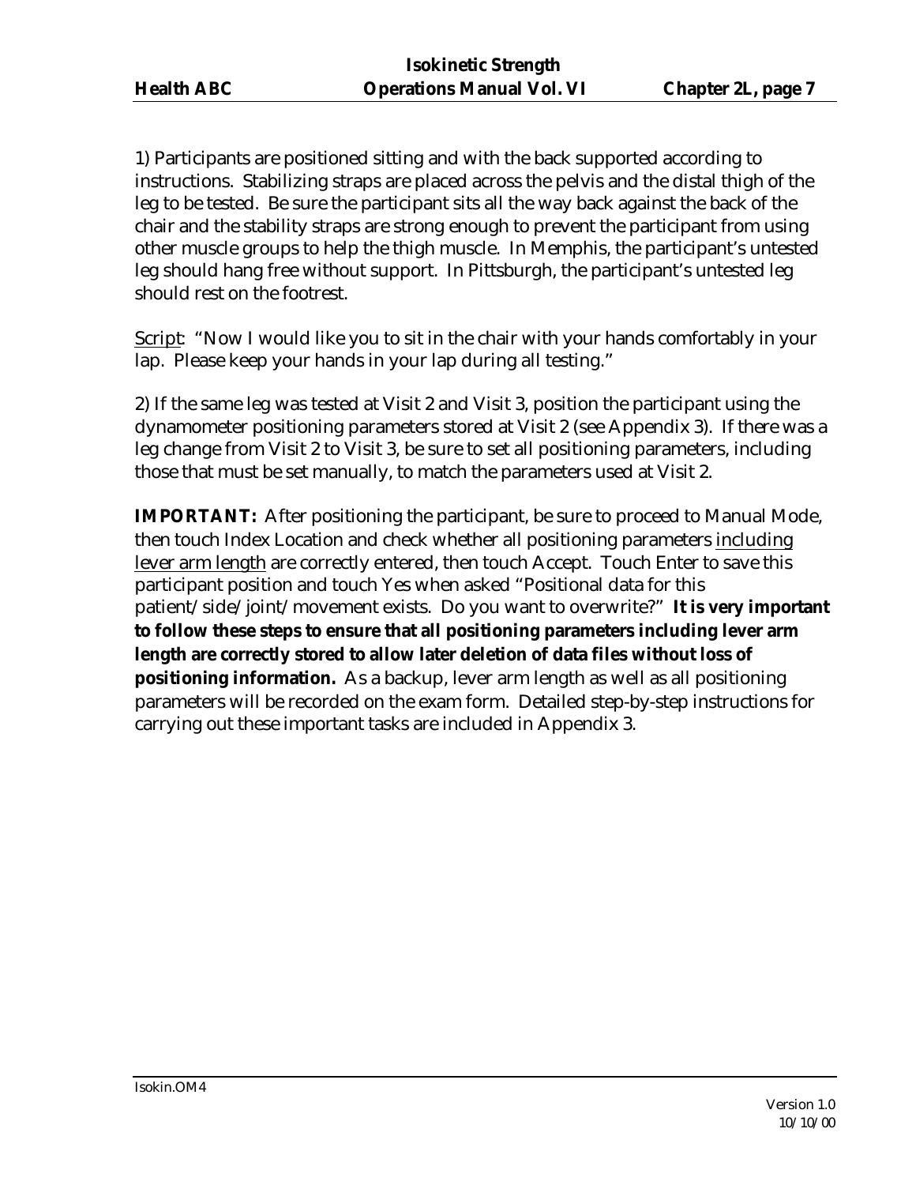1) Participants are positioned sitting and with the back supported according to instructions. Stabilizing straps are placed across the pelvis and the distal thigh of the leg to be tested. Be sure the participant sits all the way back against the back of the chair and the stability straps are strong enough to prevent the participant from using other muscle groups to help the thigh muscle. In Memphis, the participant's untested leg should hang free without support. In Pittsburgh, the participant's untested leg should rest on the footrest.

<u>Script</u>: "Now I would like you to sit in the chair with your hands comfortably in your lap. Please keep your hands in your lap during all testing."

2) If the same leg was tested at Visit 2 and Visit 3, position the participant using the dynamometer positioning parameters stored at Visit 2 (see Appendix 3). If there was a leg change from Visit 2 to Visit 3, be sure to set all positioning parameters, including those that must be set manually, to match the parameters used at Visit 2.

**IMPORTANT:** After positioning the participant, be sure to proceed to Manual Mode, then touch Index Location and check whether all positioning parameters <u>including lever arm length</u> are correctly entered, then touch Accept. Touch Enter to save this participant position and touch Yes when asked "Positional data for this patient/side/joint/movement exists. Do you want to overwrite?" **It is very important to follow these steps to ensure that all positioning parameters including lever arm length are correctly stored to allow later deletion of data files without loss of positioning information.** As a backup, lever arm length as well as all positioning parameters will be recorded on the exam form. Detailed step-by-step instructions for carrying out these important tasks are included in Appendix 3.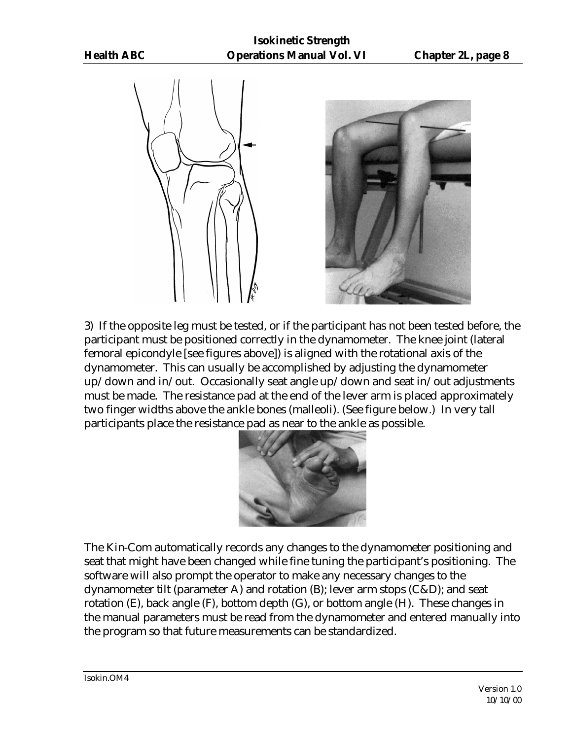3) If the opposite leg must be tested, or if the participant has not been tested before, the participant must be positioned correctly in the dynamometer. The knee joint (lateral femoral epicondyle [see figures above]) is aligned with the rotational axis of the dynamometer. This can usually be accomplished by adjusting the dynamometer up/down and in/out. Occasionally seat angle up/down and seat in/out adjustments must be made. The resistance pad at the end of the lever arm is placed approximately two finger widths above the ankle bones (malleoli). (See figure below.) In very tall participants place the resistance pad as near to the ankle as possible.

The Kin-Com automatically records any changes to the dynamometer positioning and seat that might have been changed while fine tuning the participant's positioning. The software will also prompt the operator to make any necessary changes to the dynamometer tilt (parameter A) and rotation (B); lever arm stops (C&D); and seat rotation (E), back angle (F), bottom depth (G), or bottom angle (H). These changes in the manual parameters must be read from the dynamometer and entered manually into the program so that future measurements can be standardized.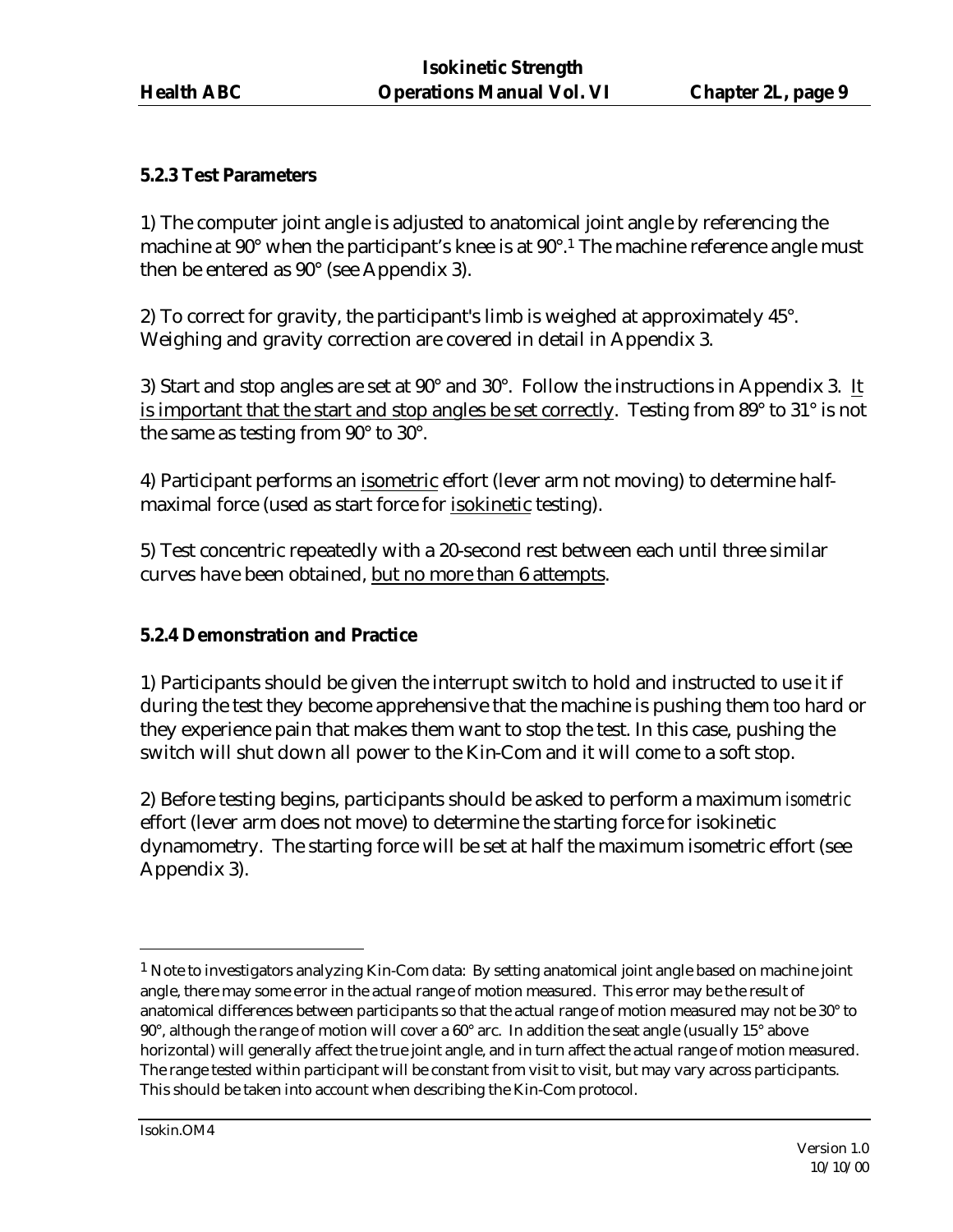### 5.2.3 Test Parameters

1) The computer joint angle is adjusted to anatomical joint angle by referencing the machine at 90° when the participant's knee is at 90°.[1] The machine reference angle must then be entered as 90° (see Appendix 3).

2) To correct for gravity, the participant's limb is weighed at approximately 45°. Weighing and gravity correction are covered in detail in Appendix 3.

3) Start and stop angles are set at 90° and 30°. Follow the instructions in Appendix 3. It is important that the start and stop angles be set correctly. Testing from 89° to 31° is not the same as testing from 90° to 30°.

4) Participant performs an isometric effort (lever arm not moving) to determine half-maximal force (used as start force for isokinetic testing).

5) Test concentric repeatedly with a 20-second rest between each until three similar curves have been obtained, but no more than 6 attempts.

### 5.2.4 Demonstration and Practice

1) Participants should be given the interrupt switch to hold and instructed to use it if during the test they become apprehensive that the machine is pushing them too hard or they experience pain that makes them want to stop the test. In this case, pushing the switch will shut down all power to the Kin-Com and it will come to a soft stop.

2) Before testing begins, participants should be asked to perform a maximum *isometric* effort (lever arm does not move) to determine the starting force for isokinetic dynamometry. The starting force will be set at half the maximum isometric effort (see Appendix 3).

---

[1] Note to investigators analyzing Kin-Com data: By setting anatomical joint angle based on machine joint angle, there may some error in the actual range of motion measured. This error may be the result of anatomical differences between participants so that the actual range of motion measured may not be 30° to 90°, although the range of motion will cover a 60° arc. In addition the seat angle (usually 15° above horizontal) will generally affect the true joint angle, and in turn affect the actual range of motion measured. The range tested within participant will be constant from visit to visit, but may vary across participants. This should be taken into account when describing the Kin-Com protocol.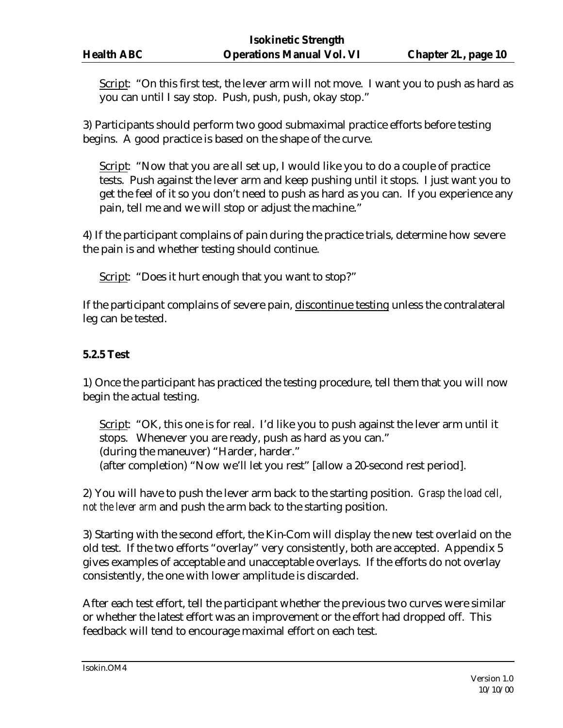Script: "On this first test, the lever arm will not move. I want you to push as hard as you can until I say stop. Push, push, push, okay stop."

3) Participants should perform two good submaximal practice efforts before testing begins. A good practice is based on the shape of the curve.

Script: "Now that you are all set up, I would like you to do a couple of practice tests. Push against the lever arm and keep pushing until it stops. I just want you to get the feel of it so you don't need to push as hard as you can. If you experience any pain, tell me and we will stop or adjust the machine."

4) If the participant complains of pain during the practice trials, determine how severe the pain is and whether testing should continue.

Script: "Does it hurt enough that you want to stop?"

If the participant complains of severe pain, discontinue testing unless the contralateral leg can be tested.

**5.2.5 Test**

1) Once the participant has practiced the testing procedure, tell them that you will now begin the actual testing.

Script: "OK, this one is for real. I'd like you to push against the lever arm until it stops. Whenever you are ready, push as hard as you can."
(during the maneuver) "Harder, harder."
(after completion) "Now we'll let you rest" [allow a 20-second rest period].

2) You will have to push the lever arm back to the starting position. *Grasp the load cell, not the lever arm* and push the arm back to the starting position.

3) Starting with the second effort, the Kin-Com will display the new test overlaid on the old test. If the two efforts "overlay" very consistently, both are accepted. Appendix 5 gives examples of acceptable and unacceptable overlays. If the efforts do not overlay consistently, the one with lower amplitude is discarded.

After each test effort, tell the participant whether the previous two curves were similar or whether the latest effort was an improvement or the effort had dropped off. This feedback will tend to encourage maximal effort on each test.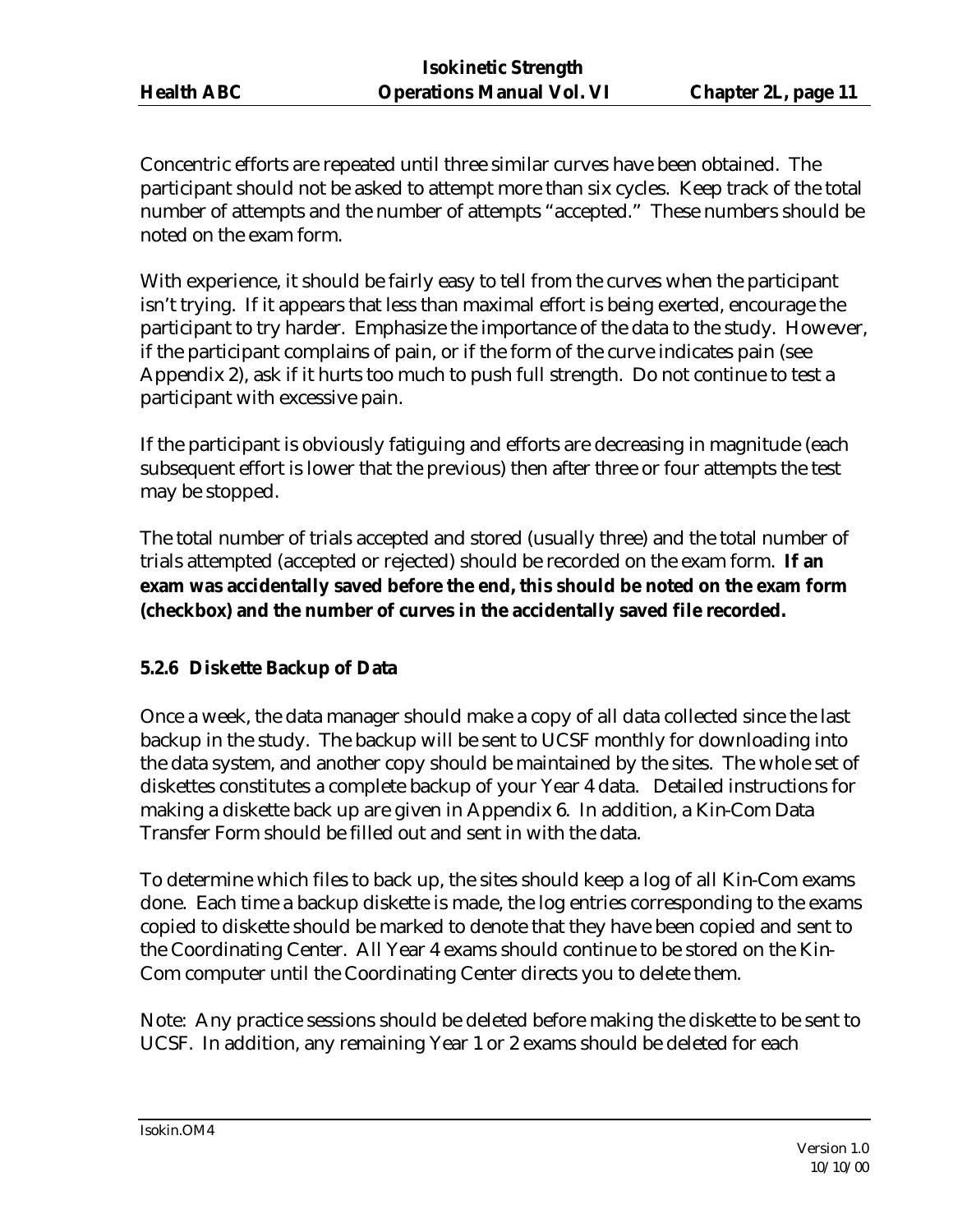Concentric efforts are repeated until three similar curves have been obtained. The participant should not be asked to attempt more than six cycles. Keep track of the total number of attempts and the number of attempts “accepted.” These numbers should be noted on the exam form.

With experience, it should be fairly easy to tell from the curves when the participant isn’t trying. If it appears that less than maximal effort is being exerted, encourage the participant to try harder. Emphasize the importance of the data to the study. However, if the participant complains of pain, or if the form of the curve indicates pain (see Appendix 2), ask if it hurts too much to push full strength. Do not continue to test a participant with excessive pain.

If the participant is obviously fatiguing and efforts are decreasing in magnitude (each subsequent effort is lower that the previous) then after three or four attempts the test may be stopped.

The total number of trials accepted and stored (usually three) and the total number of trials attempted (accepted or rejected) should be recorded on the exam form. **If an exam was accidentally saved before the end, this should be noted on the exam form (checkbox) and the number of curves in the accidentally saved file recorded.**

#### 5.2.6 Diskette Backup of Data

Once a week, the data manager should make a copy of all data collected since the last backup in the study. The backup will be sent to UCSF monthly for downloading into the data system, and another copy should be maintained by the sites. The whole set of diskettes constitutes a complete backup of your Year 4 data. Detailed instructions for making a diskette back up are given in Appendix 6. In addition, a Kin-Com Data Transfer Form should be filled out and sent in with the data.

To determine which files to back up, the sites should keep a log of all Kin-Com exams done. Each time a backup diskette is made, the log entries corresponding to the exams copied to diskette should be marked to denote that they have been copied and sent to the Coordinating Center. All Year 4 exams should continue to be stored on the Kin-Com computer until the Coordinating Center directs you to delete them.

Note: Any practice sessions should be deleted before making the diskette to be sent to UCSF. In addition, any remaining Year 1 or 2 exams should be deleted for each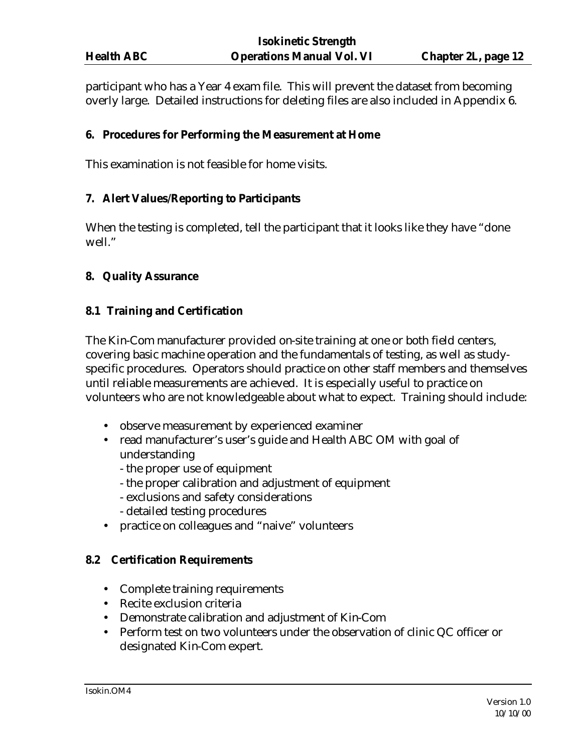participant who has a Year 4 exam file. This will prevent the dataset from becoming overly large. Detailed instructions for deleting files are also included in Appendix 6.

## 6. Procedures for Performing the Measurement at Home

This examination is not feasible for home visits.

## 7. Alert Values/Reporting to Participants

When the testing is completed, tell the participant that it looks like they have "done well."

## 8. Quality Assurance

### 8.1 Training and Certification

The Kin-Com manufacturer provided on-site training at one or both field centers, covering basic machine operation and the fundamentals of testing, as well as study-specific procedures. Operators should practice on other staff members and themselves until reliable measurements are achieved. It is especially useful to practice on volunteers who are not knowledgeable about what to expect. Training should include:

- observe measurement by experienced examiner
- read manufacturer's user's guide and Health ABC OM with goal of understanding
  - the proper use of equipment
  - the proper calibration and adjustment of equipment
  - exclusions and safety considerations
  - detailed testing procedures
- practice on colleagues and "naive" volunteers

### 8.2 Certification Requirements

- Complete training requirements
- Recite exclusion criteria
- Demonstrate calibration and adjustment of Kin-Com
- Perform test on two volunteers under the observation of clinic QC officer or designated Kin-Com expert.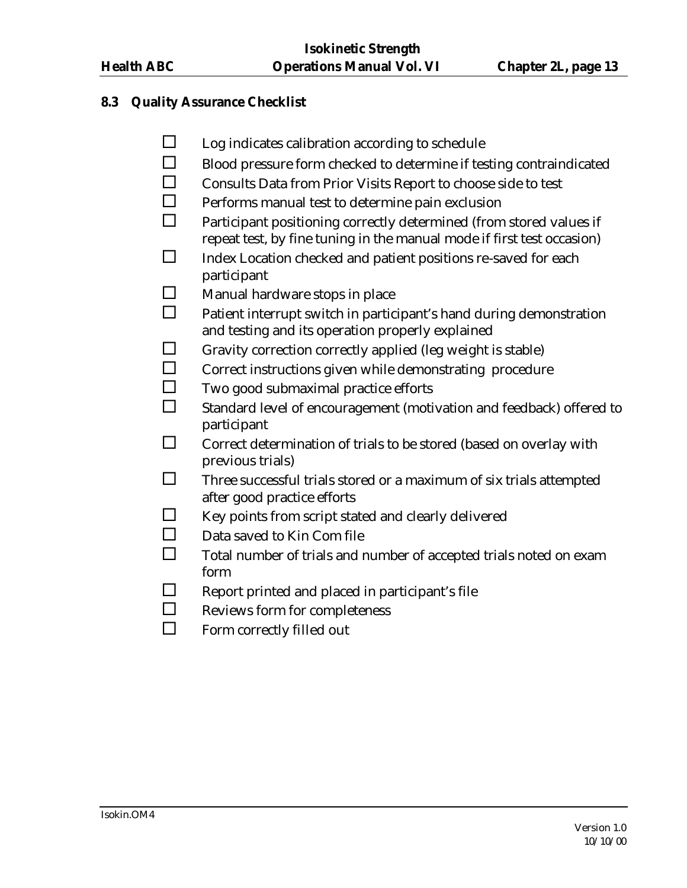## 8.3 Quality Assurance Checklist

- ☐ Log indicates calibration according to schedule
- ☐ Blood pressure form checked to determine if testing contraindicated
- ☐ Consults Data from Prior Visits Report to choose side to test
- ☐ Performs manual test to determine pain exclusion
- ☐ Participant positioning correctly determined (from stored values if repeat test, by fine tuning in the manual mode if first test occasion)
- ☐ Index Location checked and patient positions re-saved for each participant
- ☐ Manual hardware stops in place
- ☐ Patient interrupt switch in participant's hand during demonstration and testing and its operation properly explained
- ☐ Gravity correction correctly applied (leg weight is stable)
- ☐ Correct instructions given while demonstrating procedure
- ☐ Two good submaximal practice efforts
- ☐ Standard level of encouragement (motivation and feedback) offered to participant
- ☐ Correct determination of trials to be stored (based on overlay with previous trials)
- ☐ Three successful trials stored or a maximum of six trials attempted after good practice efforts
- ☐ Key points from script stated and clearly delivered
- ☐ Data saved to Kin Com file
- ☐ Total number of trials and number of accepted trials noted on exam form
- ☐ Report printed and placed in participant's file
- ☐ Reviews form for completeness
- ☐ Form correctly filled out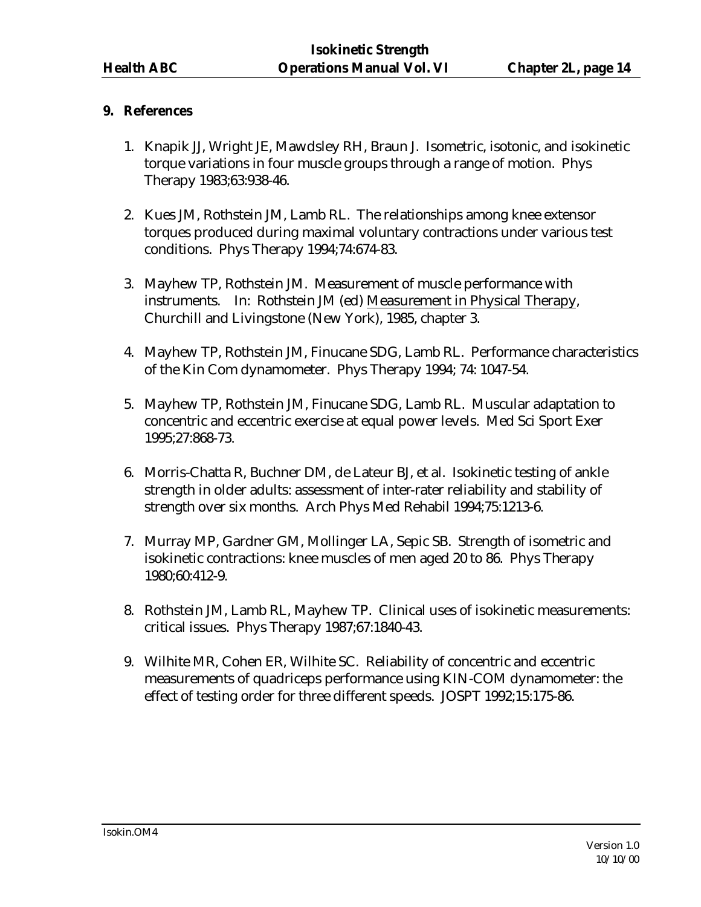## 9. References

1. Knapik JJ, Wright JE, Mawdsley RH, Braun J. Isometric, isotonic, and isokinetic torque variations in four muscle groups through a range of motion. Phys Therapy 1983;63:938-46.

2. Kues JM, Rothstein JM, Lamb RL. The relationships among knee extensor torques produced during maximal voluntary contractions under various test conditions. Phys Therapy 1994;74:674-83.

3. Mayhew TP, Rothstein JM. Measurement of muscle performance with instruments. In: Rothstein JM (ed) Measurement in Physical Therapy, Churchill and Livingstone (New York), 1985, chapter 3.

4. Mayhew TP, Rothstein JM, Finucane SDG, Lamb RL. Performance characteristics of the Kin Com dynamometer. Phys Therapy 1994; 74: 1047-54.

5. Mayhew TP, Rothstein JM, Finucane SDG, Lamb RL. Muscular adaptation to concentric and eccentric exercise at equal power levels. Med Sci Sport Exer 1995;27:868-73.

6. Morris-Chatta R, Buchner DM, de Lateur BJ, et al. Isokinetic testing of ankle strength in older adults: assessment of inter-rater reliability and stability of strength over six months. Arch Phys Med Rehabil 1994;75:1213-6.

7. Murray MP, Gardner GM, Mollinger LA, Sepic SB. Strength of isometric and isokinetic contractions: knee muscles of men aged 20 to 86. Phys Therapy 1980;60:412-9.

8. Rothstein JM, Lamb RL, Mayhew TP. Clinical uses of isokinetic measurements: critical issues. Phys Therapy 1987;67:1840-43.

9. Wilhite MR, Cohen ER, Wilhite SC. Reliability of concentric and eccentric measurements of quadriceps performance using KIN-COM dynamometer: the effect of testing order for three different speeds. JOSPT 1992;15:175-86.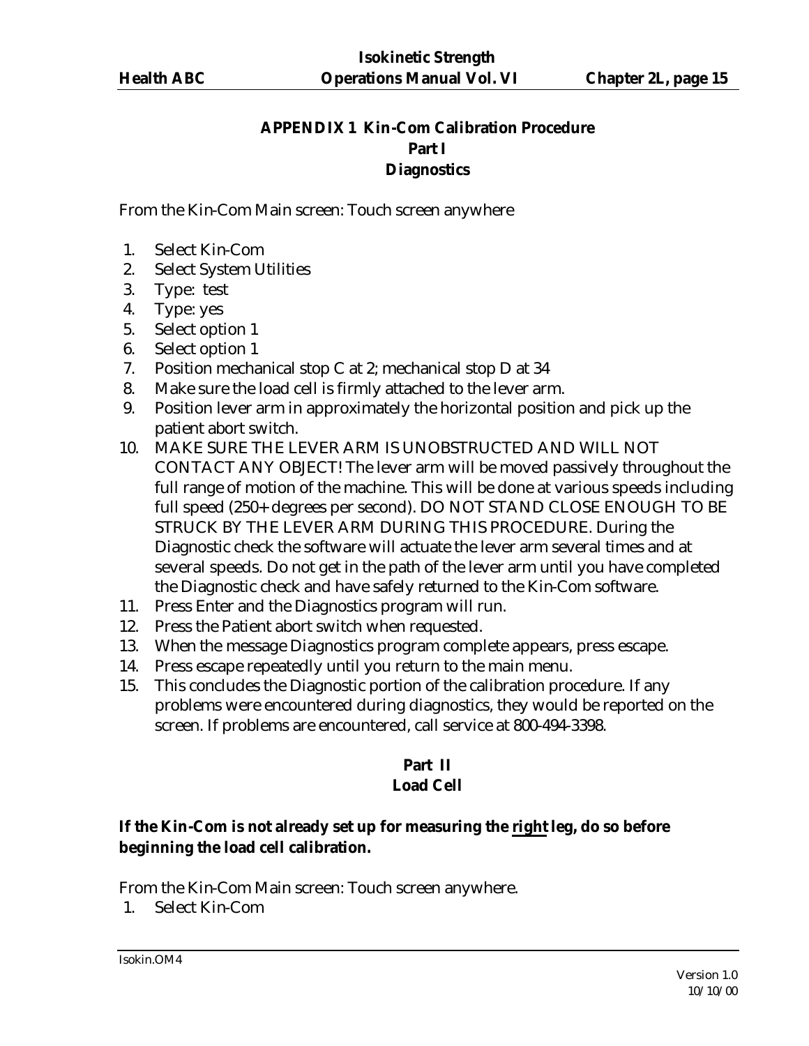## APPENDIX 1 Kin-Com Calibration Procedure
### Part I
### Diagnostics

From the Kin-Com Main screen: Touch screen anywhere

1. Select Kin-Com
2. Select System Utilities
3. Type: test
4. Type: yes
5. Select option 1
6. Select option 1
7. Position mechanical stop C at 2; mechanical stop D at 34
8. Make sure the load cell is firmly attached to the lever arm.
9. Position lever arm in approximately the horizontal position and pick up the patient abort switch.
10. MAKE SURE THE LEVER ARM IS UNOBSTRUCTED AND WILL NOT CONTACT ANY OBJECT! The lever arm will be moved passively throughout the full range of motion of the machine. This will be done at various speeds including full speed (250+ degrees per second). DO NOT STAND CLOSE ENOUGH TO BE STRUCK BY THE LEVER ARM DURING THIS PROCEDURE. During the Diagnostic check the software will actuate the lever arm several times and at several speeds. Do not get in the path of the lever arm until you have completed the Diagnostic check and have safely returned to the Kin-Com software.
11. Press Enter and the Diagnostics program will run.
12. Press the Patient abort switch when requested.
13. When the message Diagnostics program complete appears, press escape.
14. Press escape repeatedly until you return to the main menu.
15. This concludes the Diagnostic portion of the calibration procedure. If any problems were encountered during diagnostics, they would be reported on the screen. If problems are encountered, call service at 800-494-3398.

### Part II
### Load Cell

**If the Kin-Com is not already set up for measuring the <u>right</u> leg, do so before beginning the load cell calibration.**

From the Kin-Com Main screen: Touch screen anywhere.

1. Select Kin-Com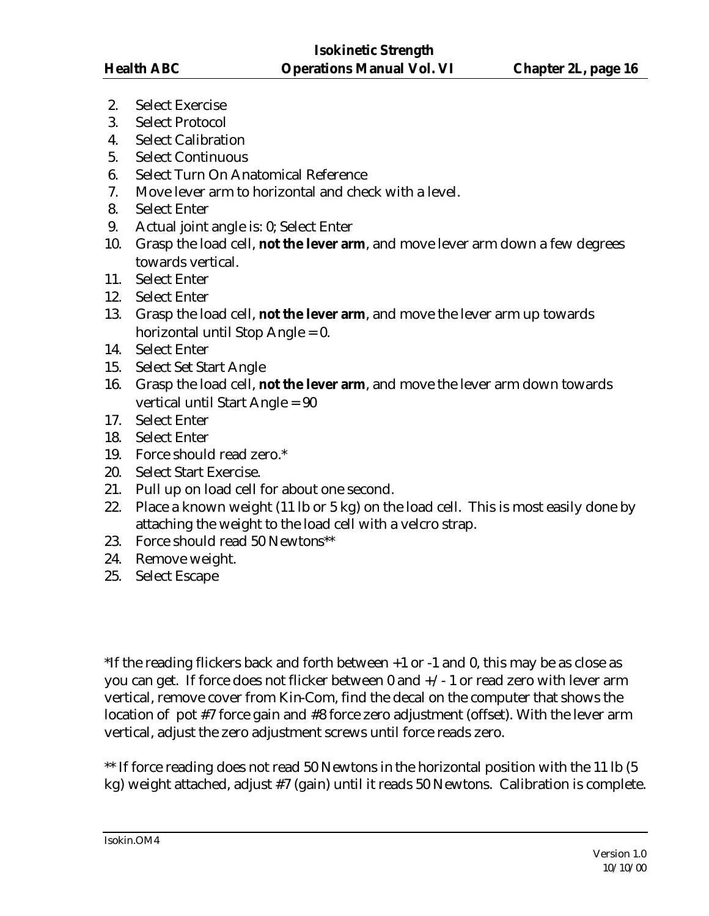2. Select Exercise
3. Select Protocol
4. Select Calibration
5. Select Continuous
6. Select Turn On Anatomical Reference
7. Move lever arm to horizontal and check with a level.
8. Select Enter
9. Actual joint angle is: 0; Select Enter
10. Grasp the load cell, **not the lever arm**, and move lever arm down a few degrees towards vertical.
11. Select Enter
12. Select Enter
13. Grasp the load cell, **not the lever arm**, and move the lever arm up towards horizontal until Stop Angle = 0.
14. Select Enter
15. Select Set Start Angle
16. Grasp the load cell, **not the lever arm**, and move the lever arm down towards vertical until Start Angle = 90
17. Select Enter
18. Select Enter
19. Force should read zero.*
20. Select Start Exercise.
21. Pull up on load cell for about one second.
22. Place a known weight (11 lb or 5 kg) on the load cell. This is most easily done by attaching the weight to the load cell with a velcro strap.
23. Force should read 50 Newtons**
24. Remove weight.
25. Select Escape

*If the reading flickers back and forth between +1 or -1 and 0, this may be as close as you can get. If force does not flicker between 0 and +/- 1 or read zero with lever arm vertical, remove cover from Kin-Com, find the decal on the computer that shows the location of pot #7 force gain and #8 force zero adjustment (offset). With the lever arm vertical, adjust the zero adjustment screws until force reads zero.

** If force reading does not read 50 Newtons in the horizontal position with the 11 lb (5 kg) weight attached, adjust #7 (gain) until it reads 50 Newtons. Calibration is complete.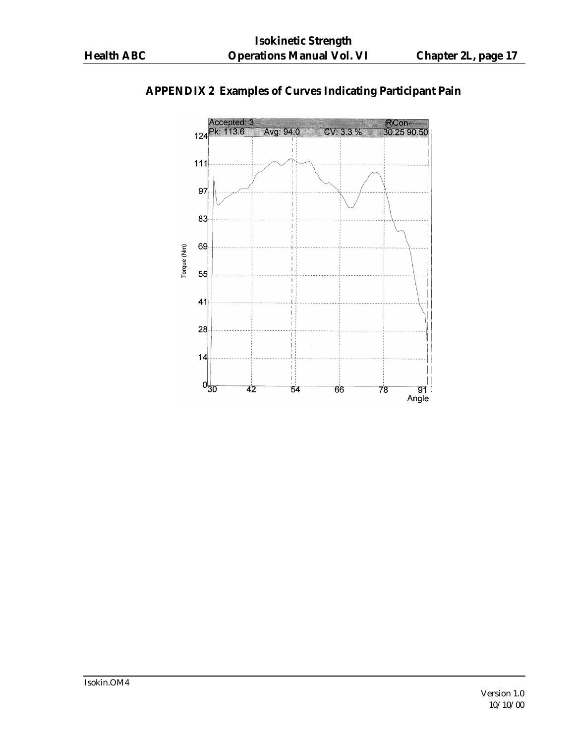## APPENDIX 2 Examples of Curves Indicating Participant Pain

Accepted: 3

Pk: 113.6 Avg: 94.0 CV: 3.3 %

RCon

30.25 90.50

Torque (Nm)

124
111
97
83
69
55
41
28
14
0

30 42 54 66 78 91

Angle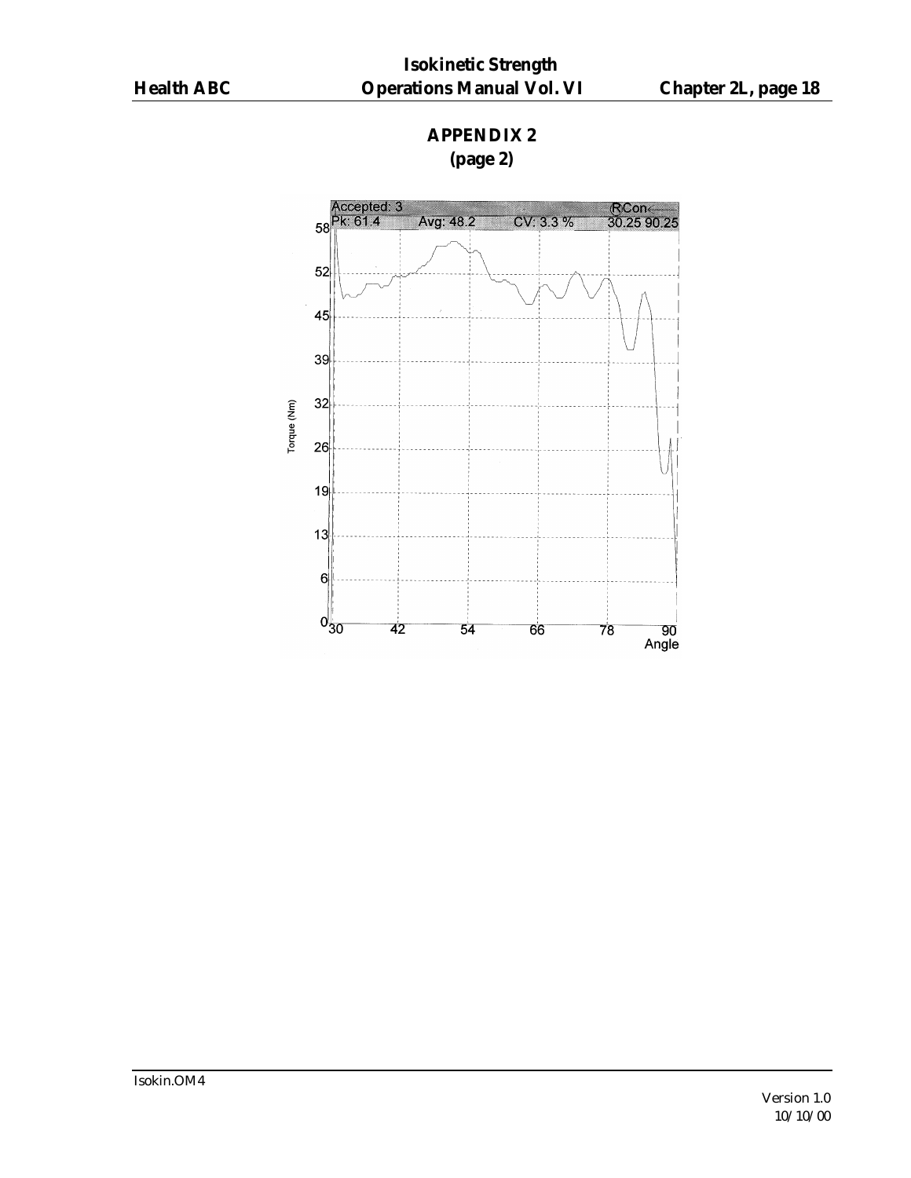## APPENDIX 2
**(page 2)**

Accepted: 3 RCon

Pk: 61.4 Avg: 48.2 CV: 3.3 % 30.25 90.25

Torque (Nm)

58
52
45
39
32
26
19
13
6
0

30 42 54 66 78 90

Angle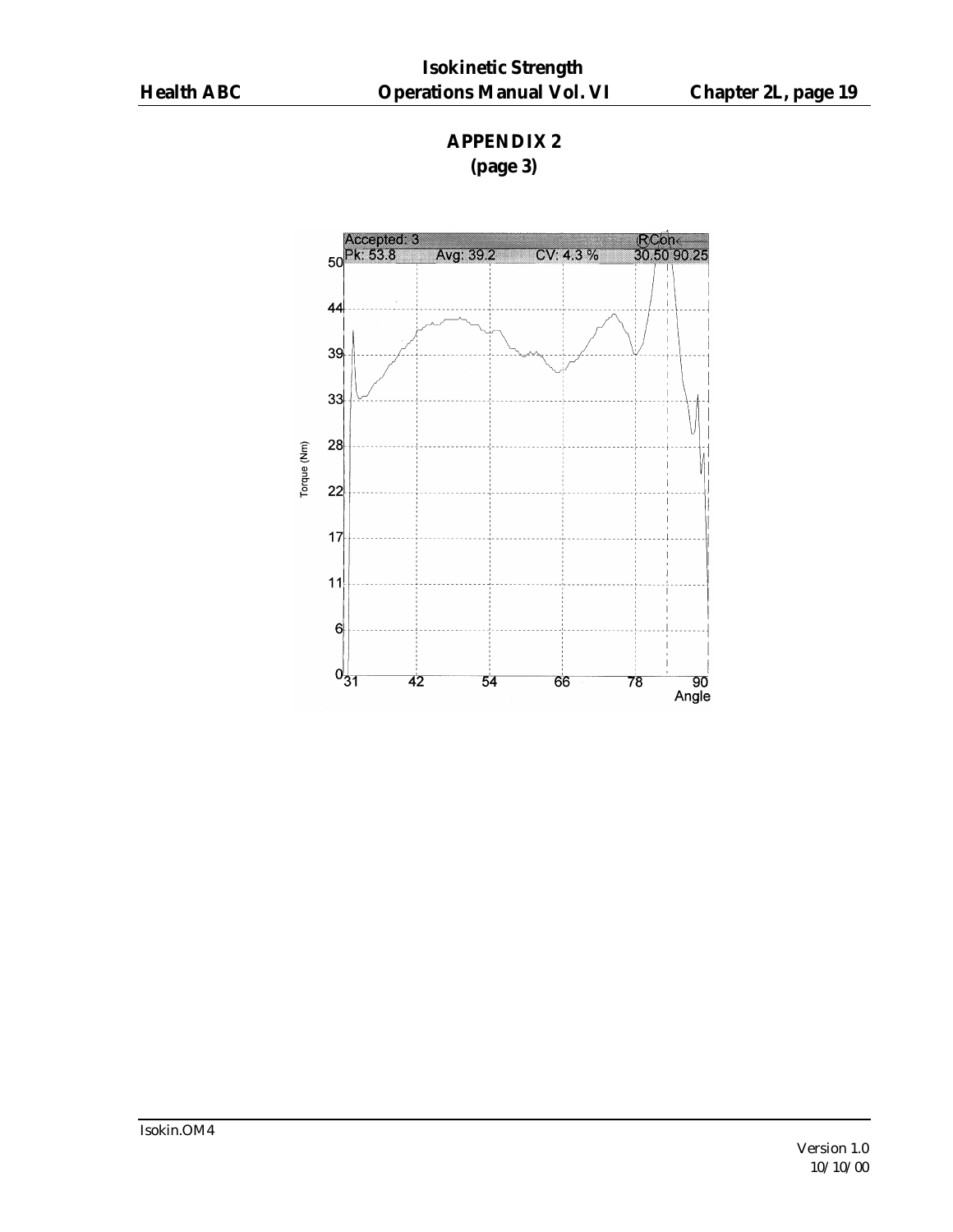**APPENDIX 2**
**(page 3)**

Accepted: 3 RCon
Pk: 53.8 Avg: 39.2 CV: 4.3 % 30.50 90.25

Torque (Nm)

50
44
39
33
28
22
17
11
6
0

31 42 54 66 78 90
Angle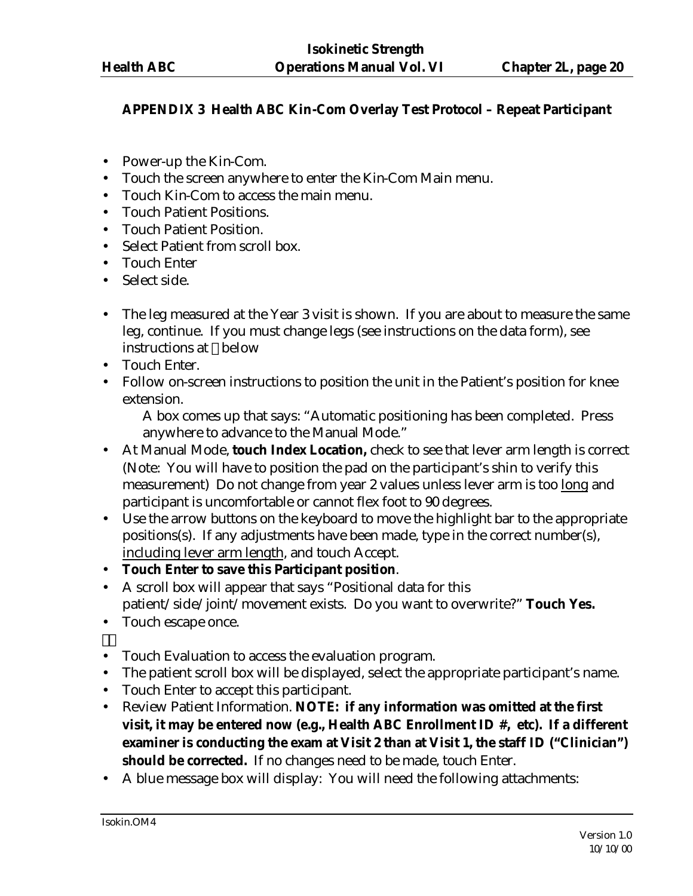**APPENDIX 3 Health ABC Kin-Com Overlay Test Protocol – Repeat Participant**

- Power-up the Kin-Com.
- Touch the screen anywhere to enter the Kin-Com Main menu.
- Touch Kin-Com to access the main menu.
- Touch Patient Positions.
- Touch Patient Position.
- Select Patient from scroll box.
- Touch Enter
- Select side.

- The leg measured at the Year 3 visit is shown. If you are about to measure the same leg, continue. If you must change legs (see instructions on the data form), see instructions at  below
- Touch Enter.
- Follow on-screen instructions to position the unit in the Patient's position for knee extension.

  A box comes up that says: "Automatic positioning has been completed. Press anywhere to advance to the Manual Mode."
- At Manual Mode, **touch Index Location,** check to see that lever arm length is correct (Note: You will have to position the pad on the participant's shin to verify this measurement) Do not change from year 2 values unless lever arm is too <u>long</u> and participant is uncomfortable or cannot flex foot to 90 degrees.
- Use the arrow buttons on the keyboard to move the highlight bar to the appropriate positions(s). If any adjustments have been made, type in the correct number(s), <u>including lever arm length</u>, and touch Accept.
- **Touch Enter to save this Participant position**.
- A scroll box will appear that says "Positional data for this patient/side/joint/movement exists. Do you want to overwrite?" **Touch Yes.**
- Touch escape once.

- Touch Evaluation to access the evaluation program.
- The patient scroll box will be displayed, select the appropriate participant's name.
- Touch Enter to accept this participant.
- Review Patient Information. **NOTE: if any information was omitted at the first visit, it may be entered now (e.g., Health ABC Enrollment ID #, etc). If a different examiner is conducting the exam at Visit 2 than at Visit 1, the staff ID ("Clinician") should be corrected.** If no changes need to be made, touch Enter.
- A blue message box will display: You will need the following attachments: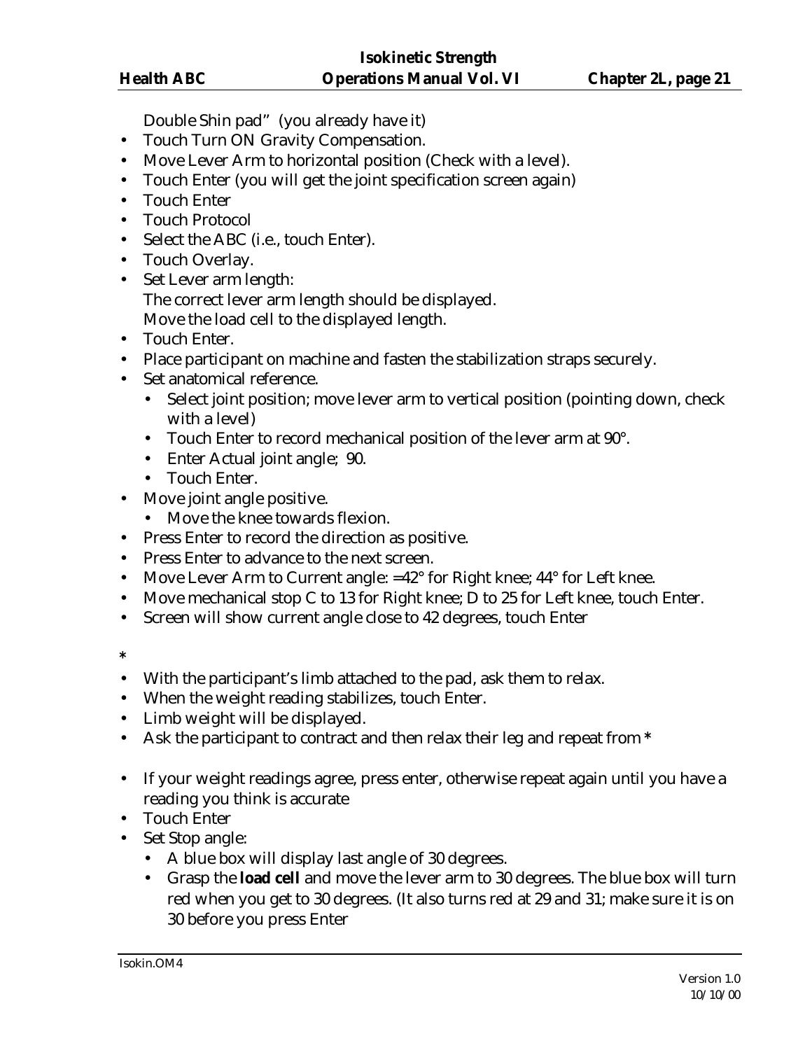Double Shin pad" (you already have it)

- Touch Turn ON Gravity Compensation.
- Move Lever Arm to horizontal position (Check with a level).
- Touch Enter (you will get the joint specification screen again)
- Touch Enter
- Touch Protocol
- Select the ABC (i.e., touch Enter).
- Touch Overlay.
- Set Lever arm length:
  The correct lever arm length should be displayed.
  Move the load cell to the displayed length.
- Touch Enter.
- Place participant on machine and fasten the stabilization straps securely.
- Set anatomical reference.
  - Select joint position; move lever arm to vertical position (pointing down, check with a level)
  - Touch Enter to record mechanical position of the lever arm at 90°.
  - Enter Actual joint angle; 90.
  - Touch Enter.
- Move joint angle positive.
  - Move the knee towards flexion.
- Press Enter to record the direction as positive.
- Press Enter to advance to the next screen.
- Move Lever Arm to Current angle: =42° for Right knee; 44° for Left knee.
- Move mechanical stop C to 13 for Right knee; D to 25 for Left knee, touch Enter.
- Screen will show current angle close to 42 degrees, touch Enter

*

- With the participant's limb attached to the pad, ask them to relax.
- When the weight reading stabilizes, touch Enter.
- Limb weight will be displayed.
- Ask the participant to contract and then relax their leg and repeat from *

- If your weight readings agree, press enter, otherwise repeat again until you have a reading you think is accurate
- Touch Enter
- Set Stop angle:
  - A blue box will display last angle of 30 degrees.
  - Grasp the **load cell** and move the lever arm to 30 degrees. The blue box will turn red when you get to 30 degrees. (It also turns red at 29 and 31; make sure it is on 30 before you press Enter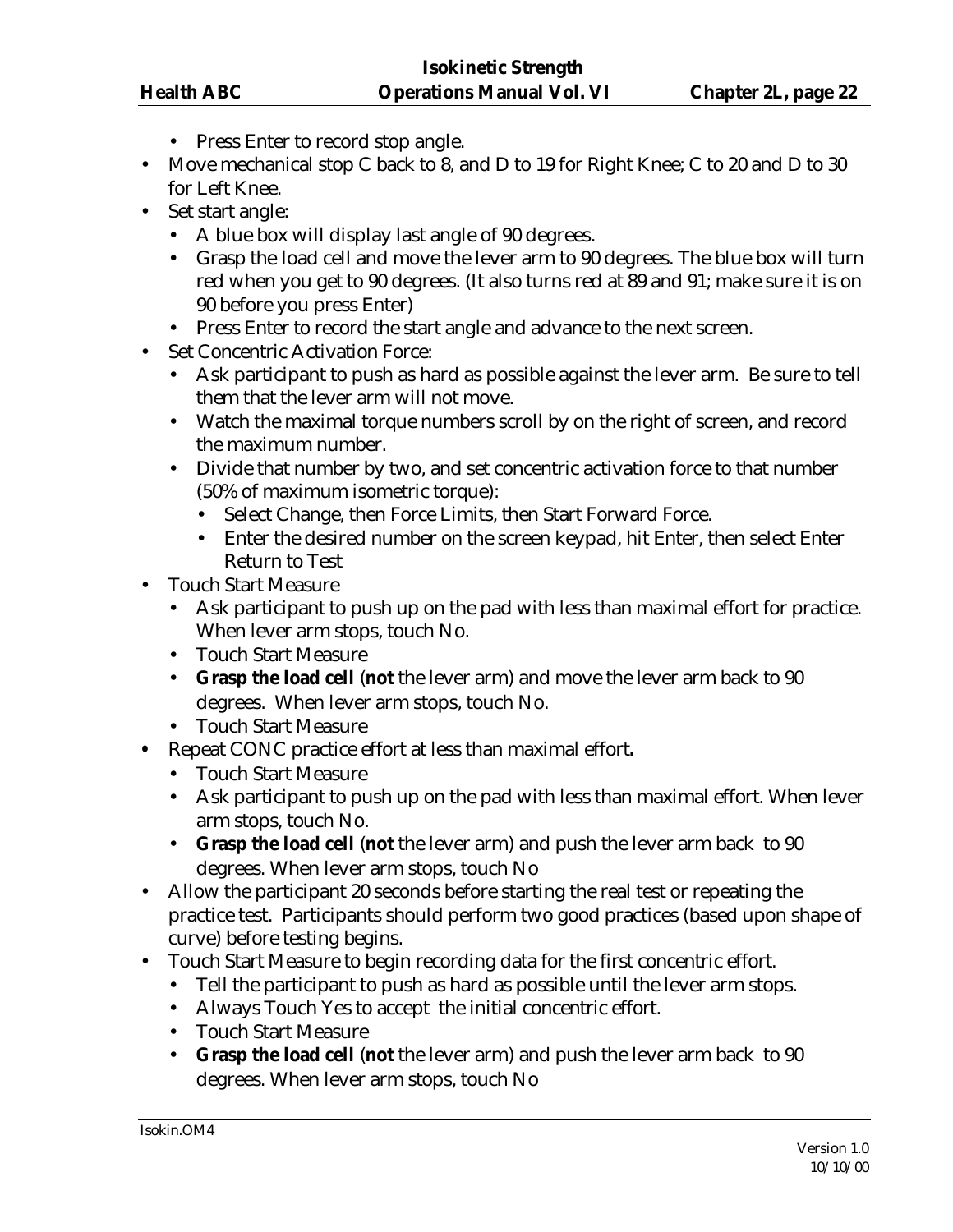- Press Enter to record stop angle.
- Move mechanical stop C back to 8, and D to 19 for Right Knee; C to 20 and D to 30 for Left Knee.
- Set start angle:
  - A blue box will display last angle of 90 degrees.
  - Grasp the load cell and move the lever arm to 90 degrees. The blue box will turn red when you get to 90 degrees. (It also turns red at 89 and 91; make sure it is on 90 before you press Enter)
  - Press Enter to record the start angle and advance to the next screen.
- Set Concentric Activation Force:
  - Ask participant to push as hard as possible against the lever arm. Be sure to tell them that the lever arm will not move.
  - Watch the maximal torque numbers scroll by on the right of screen, and record the maximum number.
  - Divide that number by two, and set concentric activation force to that number (50% of maximum isometric torque):
    - Select Change, then Force Limits, then Start Forward Force.
    - Enter the desired number on the screen keypad, hit Enter, then select Enter Return to Test
- Touch Start Measure
  - Ask participant to push up on the pad with less than maximal effort for practice. When lever arm stops, touch No.
  - Touch Start Measure
  - **Grasp the load cell** (**not** the lever arm) and move the lever arm back to 90 degrees. When lever arm stops, touch No.
  - Touch Start Measure
- Repeat CONC practice effort at less than maximal effort**.**
  - Touch Start Measure
  - Ask participant to push up on the pad with less than maximal effort. When lever arm stops, touch No.
  - **Grasp the load cell** (**not** the lever arm) and push the lever arm back to 90 degrees. When lever arm stops, touch No
- Allow the participant 20 seconds before starting the real test or repeating the practice test. Participants should perform two good practices (based upon shape of curve) before testing begins.
- Touch Start Measure to begin recording data for the first concentric effort.
  - Tell the participant to push as hard as possible until the lever arm stops.
  - Always Touch Yes to accept the initial concentric effort.
  - Touch Start Measure
  - **Grasp the load cell** (**not** the lever arm) and push the lever arm back to 90 degrees. When lever arm stops, touch No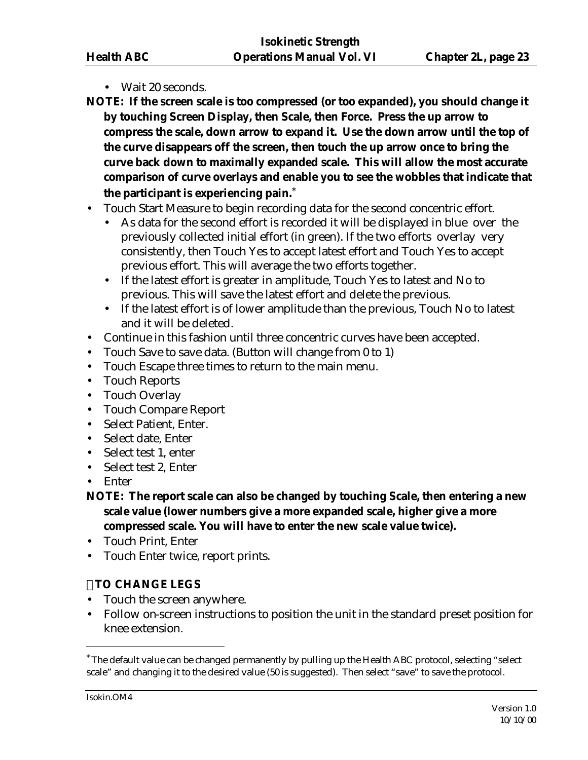- Wait 20 seconds.

**NOTE: If the screen scale is too compressed (or too expanded), you should change it by touching Screen Display, then Scale, then Force. Press the up arrow to compress the scale, down arrow to expand it. Use the down arrow until the top of the curve disappears off the screen, then touch the up arrow once to bring the curve back down to maximally expanded scale. This will allow the most accurate comparison of curve overlays and enable you to see the wobbles that indicate that the participant is experiencing pain.***

- Touch Start Measure to begin recording data for the second concentric effort.
  - As data for the second effort is recorded it will be displayed in blue over the previously collected initial effort (in green). If the two efforts overlay very consistently, then Touch Yes to accept latest effort and Touch Yes to accept previous effort. This will average the two efforts together.
  - If the latest effort is greater in amplitude, Touch Yes to latest and No to previous. This will save the latest effort and delete the previous.
  - If the latest effort is of lower amplitude than the previous, Touch No to latest and it will be deleted.
- Continue in this fashion until three concentric curves have been accepted.
- Touch Save to save data. (Button will change from 0 to 1)
- Touch Escape three times to return to the main menu.
- Touch Reports
- Touch Overlay
- Touch Compare Report
- Select Patient, Enter.
- Select date, Enter
- Select test 1, enter
- Select test 2, Enter
- Enter

**NOTE: The report scale can also be changed by touching Scale, then entering a new scale value (lower numbers give a more expanded scale, higher give a more compressed scale. You will have to enter the new scale value twice).**

- Touch Print, Enter
- Touch Enter twice, report prints.

**TO CHANGE LEGS**

- Touch the screen anywhere.
- Follow on-screen instructions to position the unit in the standard preset position for knee extension.

---

* The default value can be changed permanently by pulling up the Health ABC protocol, selecting "select scale" and changing it to the desired value (50 is suggested). Then select "save" to save the protocol.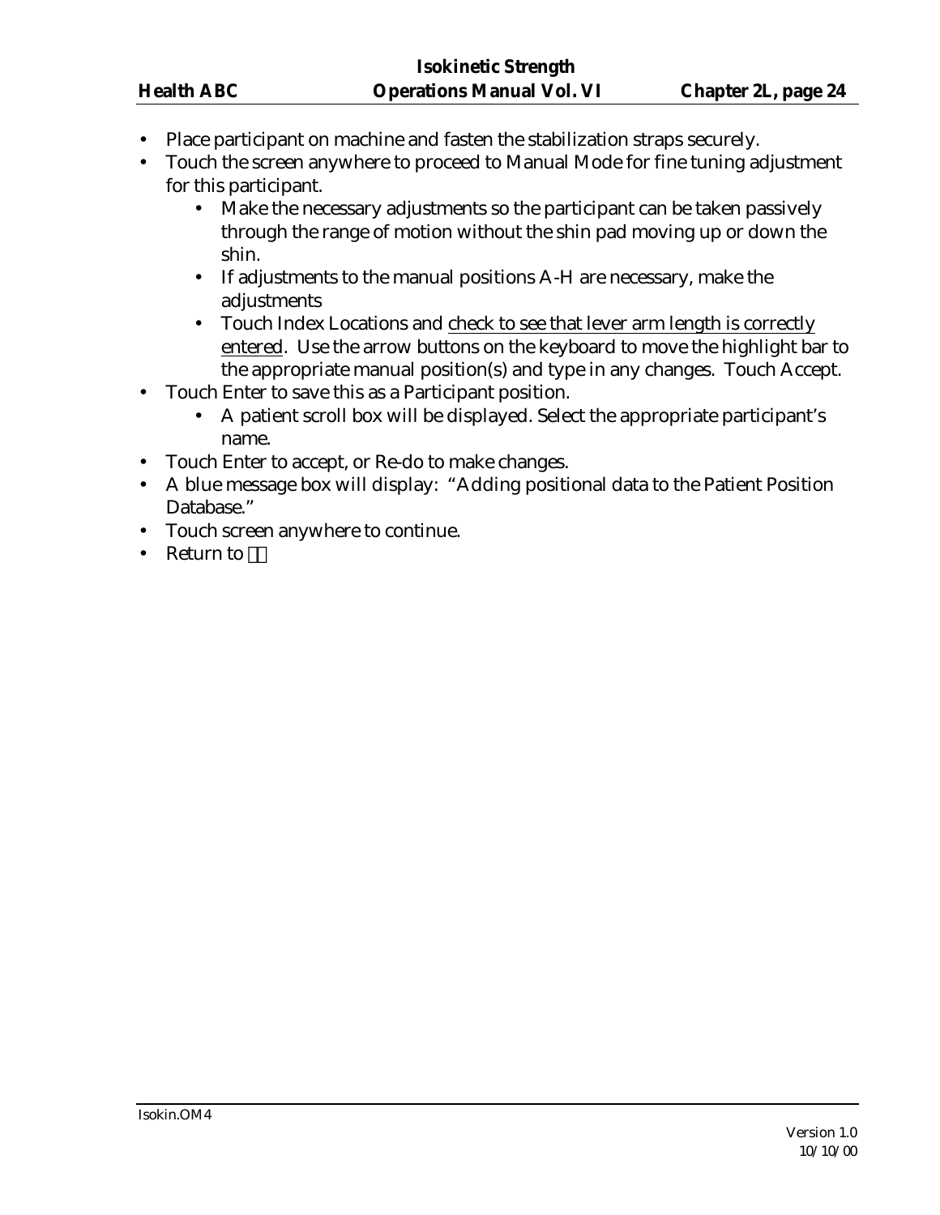- Place participant on machine and fasten the stabilization straps securely.
- Touch the screen anywhere to proceed to Manual Mode for fine tuning adjustment for this participant.
    - Make the necessary adjustments so the participant can be taken passively through the range of motion without the shin pad moving up or down the shin.
    - If adjustments to the manual positions A-H are necessary, make the adjustments
    - Touch Index Locations and <u>check to see that lever arm length is correctly entered</u>. Use the arrow buttons on the keyboard to move the highlight bar to the appropriate manual position(s) and type in any changes. Touch Accept.
- Touch Enter to save this as a Participant position.
    - A patient scroll box will be displayed. Select the appropriate participant's name.
- Touch Enter to accept, or Re-do to make changes.
- A blue message box will display: "Adding positional data to the Patient Position Database."
- Touch screen anywhere to continue.
- Return to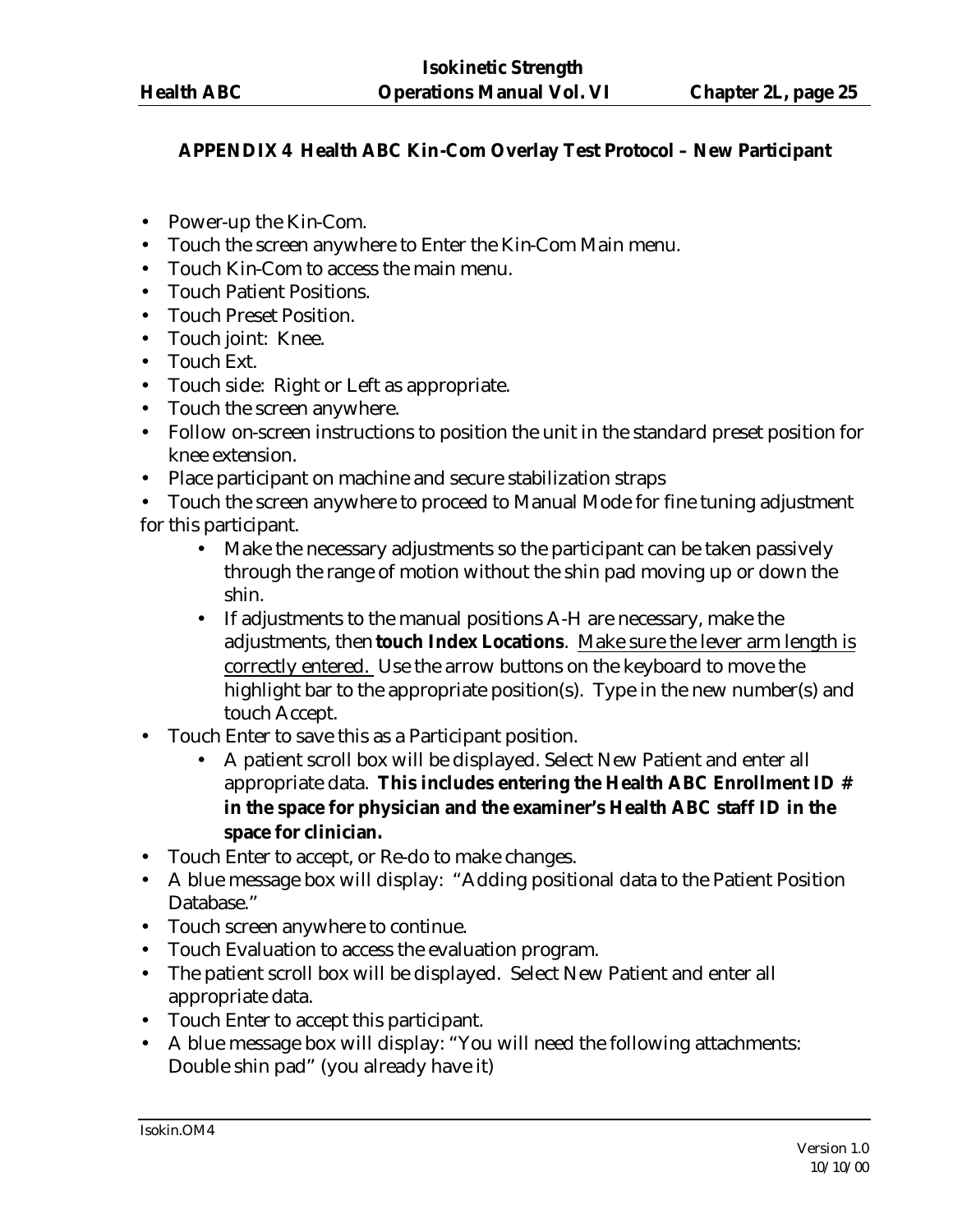## APPENDIX 4 Health ABC Kin-Com Overlay Test Protocol – New Participant

- Power-up the Kin-Com.
- Touch the screen anywhere to Enter the Kin-Com Main menu.
- Touch Kin-Com to access the main menu.
- Touch Patient Positions.
- Touch Preset Position.
- Touch joint: Knee.
- Touch Ext.
- Touch side: Right or Left as appropriate.
- Touch the screen anywhere.
- Follow on-screen instructions to position the unit in the standard preset position for knee extension.
- Place participant on machine and secure stabilization straps
- Touch the screen anywhere to proceed to Manual Mode for fine tuning adjustment for this participant.
    - Make the necessary adjustments so the participant can be taken passively through the range of motion without the shin pad moving up or down the shin.
    - If adjustments to the manual positions A-H are necessary, make the adjustments, then **touch Index Locations**. <u>Make sure the lever arm length is correctly entered.</u> Use the arrow buttons on the keyboard to move the highlight bar to the appropriate position(s). Type in the new number(s) and touch Accept.
- Touch Enter to save this as a Participant position.
    - A patient scroll box will be displayed. Select New Patient and enter all appropriate data. **This includes entering the Health ABC Enrollment ID # in the space for physician and the examiner's Health ABC staff ID in the space for clinician.**
- Touch Enter to accept, or Re-do to make changes.
- A blue message box will display: "Adding positional data to the Patient Position Database."
- Touch screen anywhere to continue.
- Touch Evaluation to access the evaluation program.
- The patient scroll box will be displayed. Select New Patient and enter all appropriate data.
- Touch Enter to accept this participant.
- A blue message box will display: "You will need the following attachments: Double shin pad" (you already have it)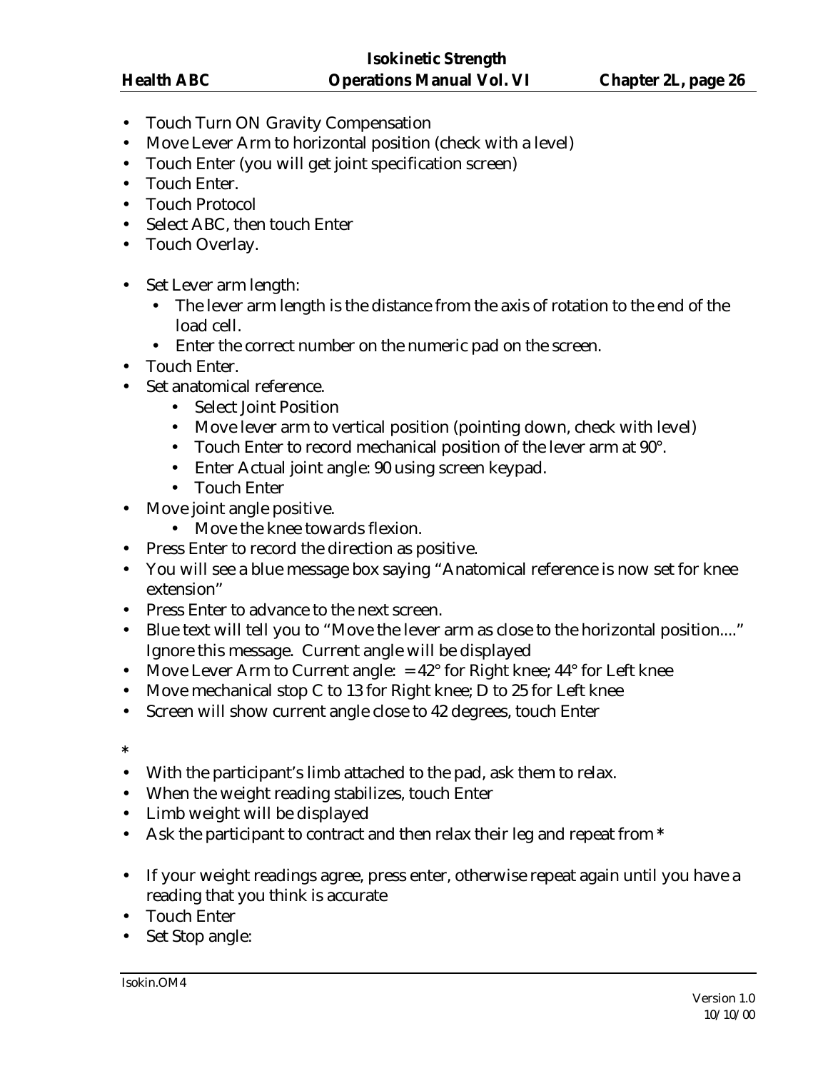- Touch Turn ON Gravity Compensation
- Move Lever Arm to horizontal position (check with a level)
- Touch Enter (you will get joint specification screen)
- Touch Enter.
- Touch Protocol
- Select ABC, then touch Enter
- Touch Overlay.

- Set Lever arm length:
  - The lever arm length is the distance from the axis of rotation to the end of the load cell.
  - Enter the correct number on the numeric pad on the screen.
- Touch Enter.
- Set anatomical reference.
  - Select Joint Position
  - Move lever arm to vertical position (pointing down, check with level)
  - Touch Enter to record mechanical position of the lever arm at 90°.
  - Enter Actual joint angle: 90 using screen keypad.
  - Touch Enter
- Move joint angle positive.
  - Move the knee towards flexion.
- Press Enter to record the direction as positive.
- You will see a blue message box saying "Anatomical reference is now set for knee extension"
- Press Enter to advance to the next screen.
- Blue text will tell you to "Move the lever arm as close to the horizontal position...." Ignore this message. Current angle will be displayed
- Move Lever Arm to Current angle: = 42° for Right knee; 44° for Left knee
- Move mechanical stop C to 13 for Right knee; D to 25 for Left knee
- Screen will show current angle close to 42 degrees, touch Enter

**\***

- With the participant's limb attached to the pad, ask them to relax.
- When the weight reading stabilizes, touch Enter
- Limb weight will be displayed
- Ask the participant to contract and then relax their leg and repeat from **\***

- If your weight readings agree, press enter, otherwise repeat again until you have a reading that you think is accurate
- Touch Enter
- Set Stop angle: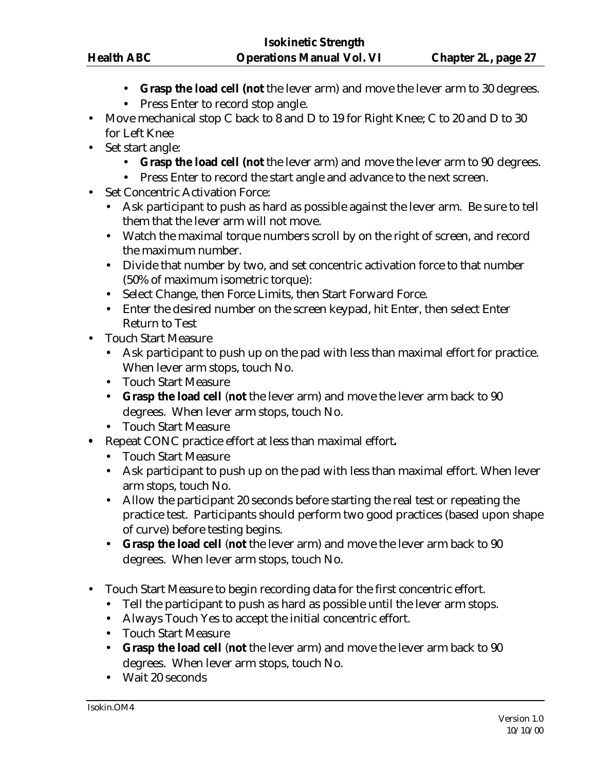- **Grasp the load cell (not** the lever arm) and move the lever arm to 30 degrees.
  - Press Enter to record stop angle.
- Move mechanical stop C back to 8 and D to 19 for Right Knee; C to 20 and D to 30 for Left Knee
- Set start angle:
  - **Grasp the load cell (not** the lever arm) and move the lever arm to 90 degrees.
  - Press Enter to record the start angle and advance to the next screen.
- Set Concentric Activation Force:
  - Ask participant to push as hard as possible against the lever arm. Be sure to tell them that the lever arm will not move.
  - Watch the maximal torque numbers scroll by on the right of screen, and record the maximum number.
  - Divide that number by two, and set concentric activation force to that number (50% of maximum isometric torque):
  - Select Change, then Force Limits, then Start Forward Force.
  - Enter the desired number on the screen keypad, hit Enter, then select Enter Return to Test
- Touch Start Measure
  - Ask participant to push up on the pad with less than maximal effort for practice. When lever arm stops, touch No.
  - Touch Start Measure
  - **Grasp the load cell** (**not** the lever arm) and move the lever arm back to 90 degrees. When lever arm stops, touch No.
  - Touch Start Measure
- Repeat CONC practice effort at less than maximal effort**.**
  - Touch Start Measure
  - Ask participant to push up on the pad with less than maximal effort. When lever arm stops, touch No.
  - Allow the participant 20 seconds before starting the real test or repeating the practice test. Participants should perform two good practices (based upon shape of curve) before testing begins.
  - **Grasp the load cell** (**not** the lever arm) and move the lever arm back to 90 degrees. When lever arm stops, touch No.
- Touch Start Measure to begin recording data for the first concentric effort.
  - Tell the participant to push as hard as possible until the lever arm stops.
  - Always Touch Yes to accept the initial concentric effort.
  - Touch Start Measure
  - **Grasp the load cell** (**not** the lever arm) and move the lever arm back to 90 degrees. When lever arm stops, touch No.
  - Wait 20 seconds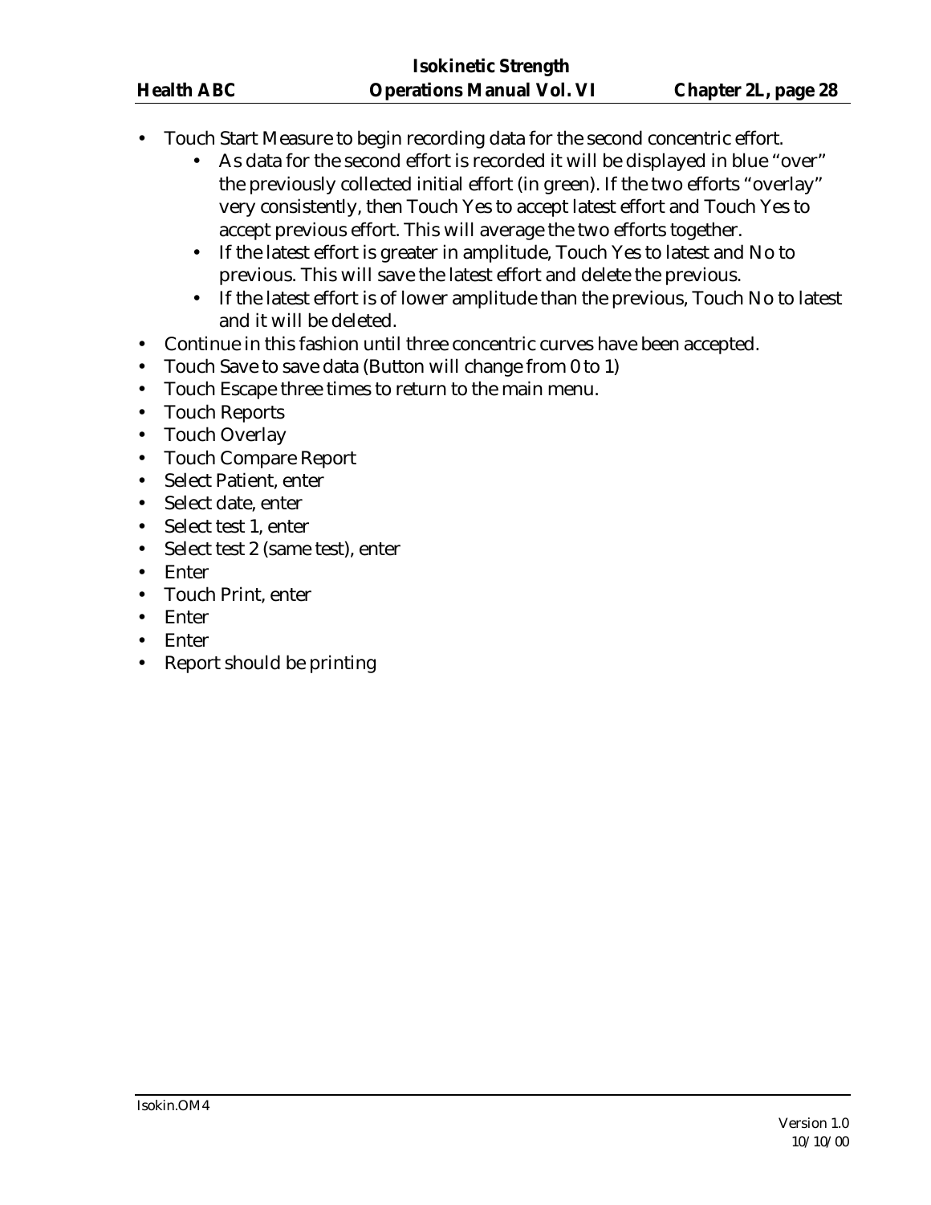- Touch Start Measure to begin recording data for the second concentric effort.
  - As data for the second effort is recorded it will be displayed in blue "over" the previously collected initial effort (in green). If the two efforts "overlay" very consistently, then Touch Yes to accept latest effort and Touch Yes to accept previous effort. This will average the two efforts together.
  - If the latest effort is greater in amplitude, Touch Yes to latest and No to previous. This will save the latest effort and delete the previous.
  - If the latest effort is of lower amplitude than the previous, Touch No to latest and it will be deleted.
- Continue in this fashion until three concentric curves have been accepted.
- Touch Save to save data (Button will change from 0 to 1)
- Touch Escape three times to return to the main menu.
- Touch Reports
- Touch Overlay
- Touch Compare Report
- Select Patient, enter
- Select date, enter
- Select test 1, enter
- Select test 2 (same test), enter
- Enter
- Touch Print, enter
- Enter
- Enter
- Report should be printing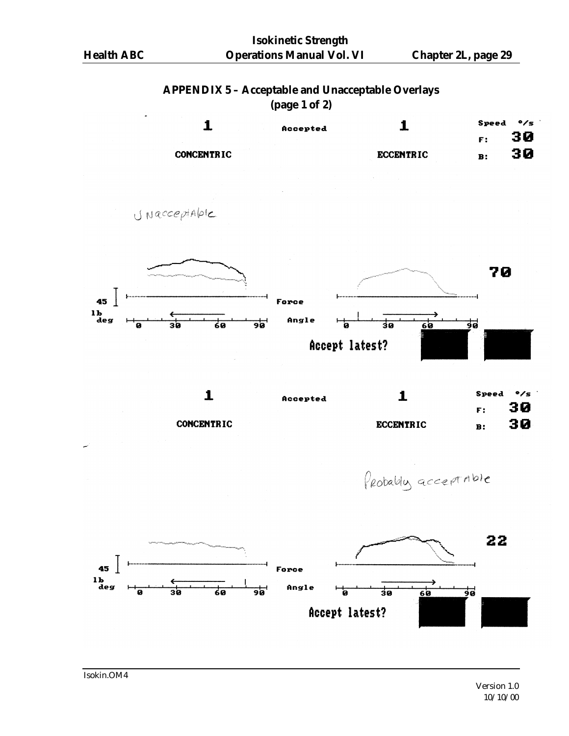## APPENDIX 5 – Acceptable and Unacceptable Overlays
(page 1 of 2)

1 Accepted 1

CONCENTRIC ECCENTRIC

Speed °/s
F: 30
B: 30

Unacceptable

70

45 lb deg

Force

Angle

0 30 60 90

Accept latest?

1 Accepted 1

CONCENTRIC ECCENTRIC

Speed °/s
F: 30
B: 30

Probably acceptable

22

45 lb deg

Force

Angle

0 30 60 90

Accept latest?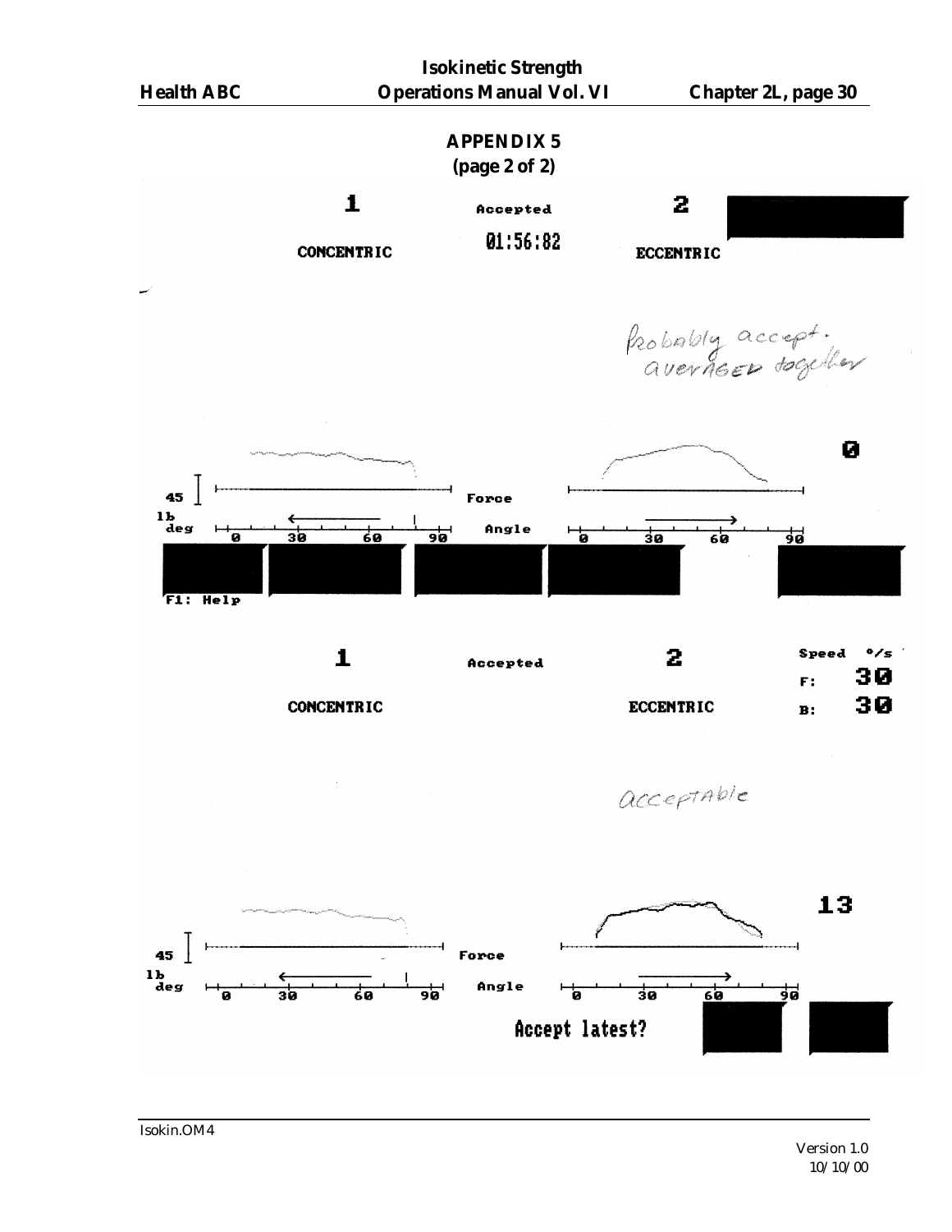# APPENDIX 5
**(page 2 of 2)**

1 Accepted 2

01:56:82

CONCENTRIC ECCENTRIC

*Probably accept. averaged together*

0

45 lb deg

Force

Angle

0 30 60 90 0 30 60 90

F1: Help

1 Accepted 2

Speed °/s

F: 30

B: 30

CONCENTRIC ECCENTRIC

*acceptable*

13

45 lb deg

Force

Angle

0 30 60 90 0 30 60 90

Accept latest?

Isokin.OM4

Version 1.0
10/10/00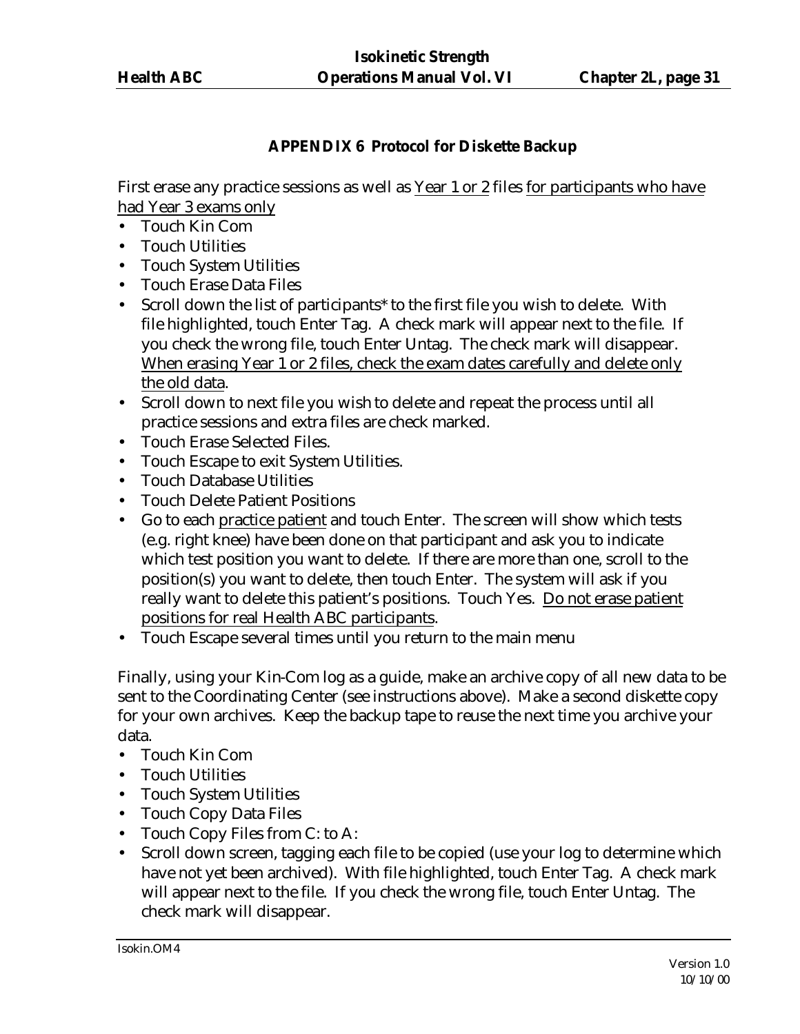## APPENDIX 6 Protocol for Diskette Backup

First erase any practice sessions as well as <u>Year 1 or 2</u> files <u>for participants who have had Year 3 exams only</u>

- Touch Kin Com
- Touch Utilities
- Touch System Utilities
- Touch Erase Data Files
- Scroll down the list of participants* to the first file you wish to delete. With file highlighted, touch Enter Tag. A check mark will appear next to the file. If you check the wrong file, touch Enter Untag. The check mark will disappear. <u>When erasing Year 1 or 2 files, check the exam dates carefully and delete only the old data</u>.
- Scroll down to next file you wish to delete and repeat the process until all practice sessions and extra files are check marked.
- Touch Erase Selected Files.
- Touch Escape to exit System Utilities.
- Touch Database Utilities
- Touch Delete Patient Positions
- Go to each <u>practice patient</u> and touch Enter. The screen will show which tests (e.g. right knee) have been done on that participant and ask you to indicate which test position you want to delete. If there are more than one, scroll to the position(s) you want to delete, then touch Enter. The system will ask if you really want to delete this patient's positions. Touch Yes. <u>Do not erase patient positions for real Health ABC participants</u>.
- Touch Escape several times until you return to the main menu

Finally, using your Kin-Com log as a guide, make an archive copy of all new data to be sent to the Coordinating Center (see instructions above). Make a second diskette copy for your own archives. Keep the backup tape to reuse the next time you archive your data.

- Touch Kin Com
- Touch Utilities
- Touch System Utilities
- Touch Copy Data Files
- Touch Copy Files from C: to A:
- Scroll down screen, tagging each file to be copied (use your log to determine which have not yet been archived). With file highlighted, touch Enter Tag. A check mark will appear next to the file. If you check the wrong file, touch Enter Untag. The check mark will disappear.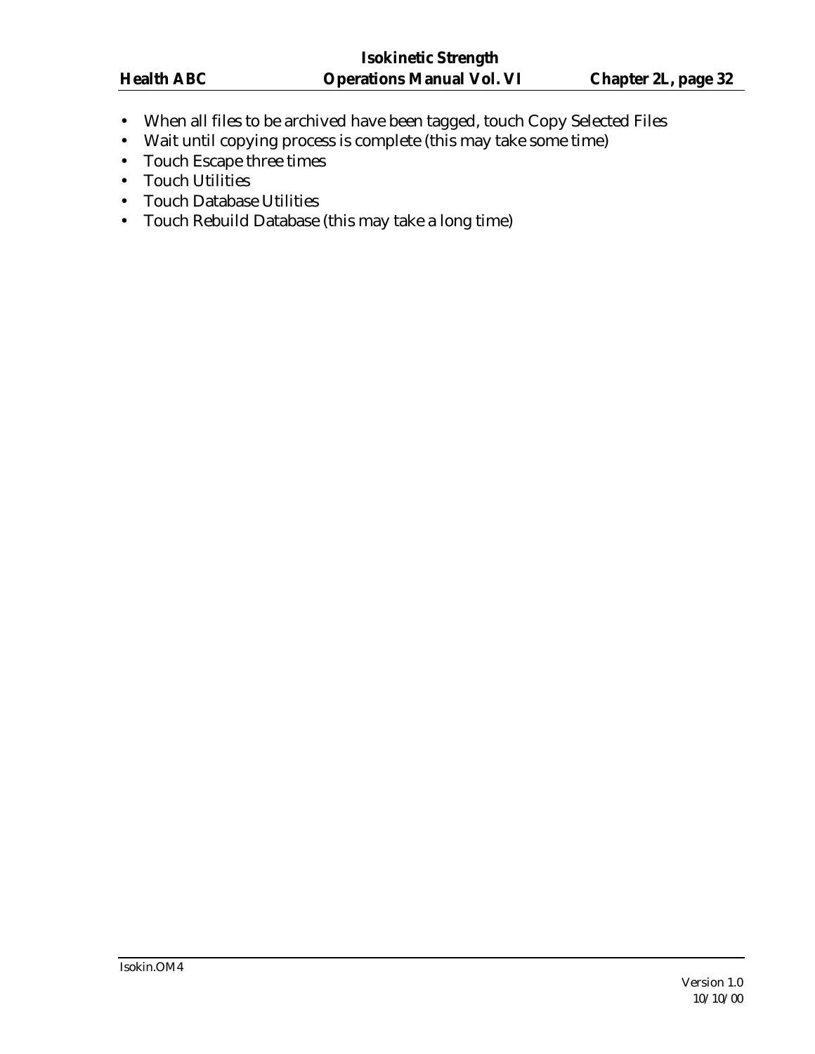- When all files to be archived have been tagged, touch Copy Selected Files
- Wait until copying process is complete (this may take some time)
- Touch Escape three times
- Touch Utilities
- Touch Database Utilities
- Touch Rebuild Database (this may take a long time)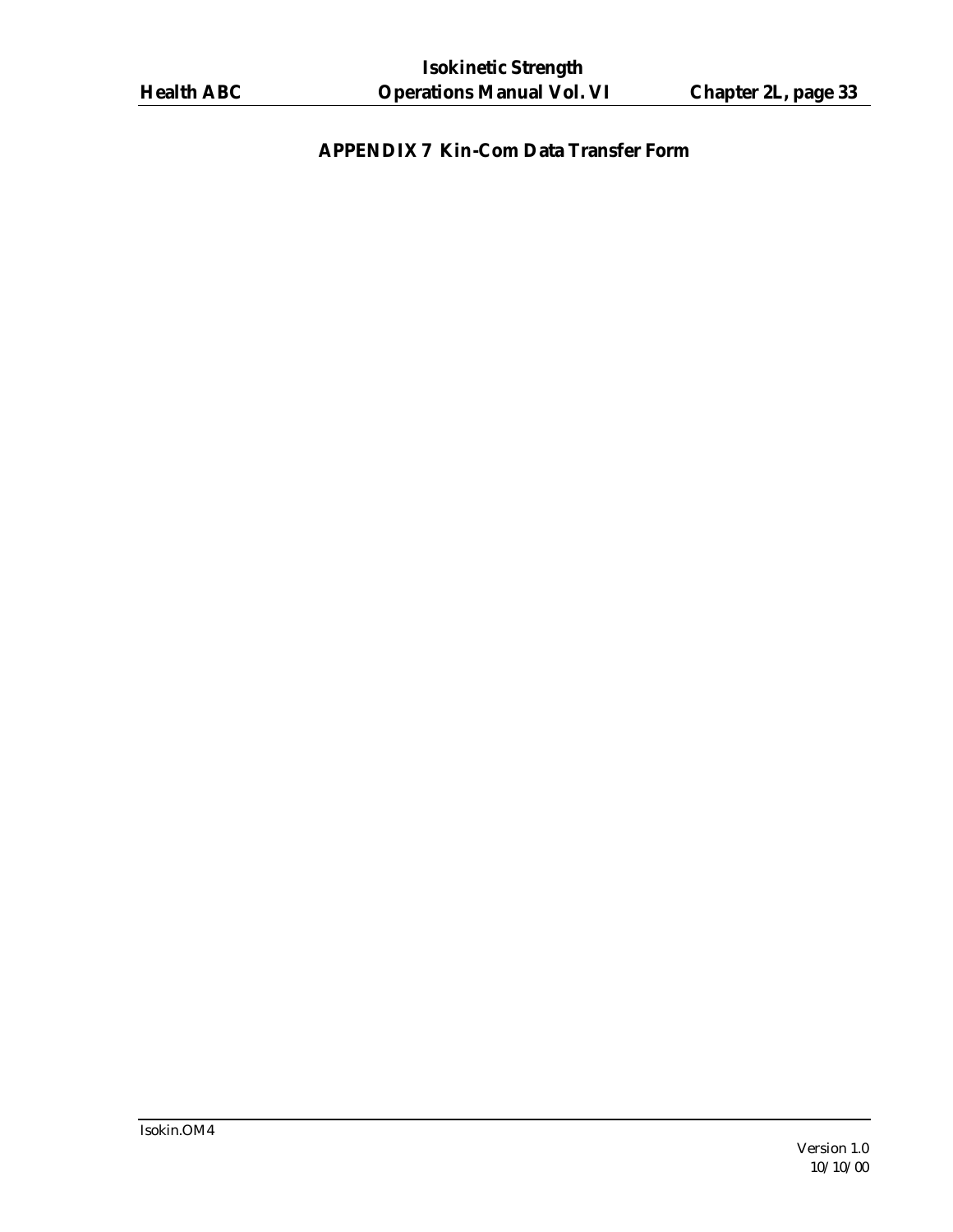# APPENDIX 7 Kin-Com Data Transfer Form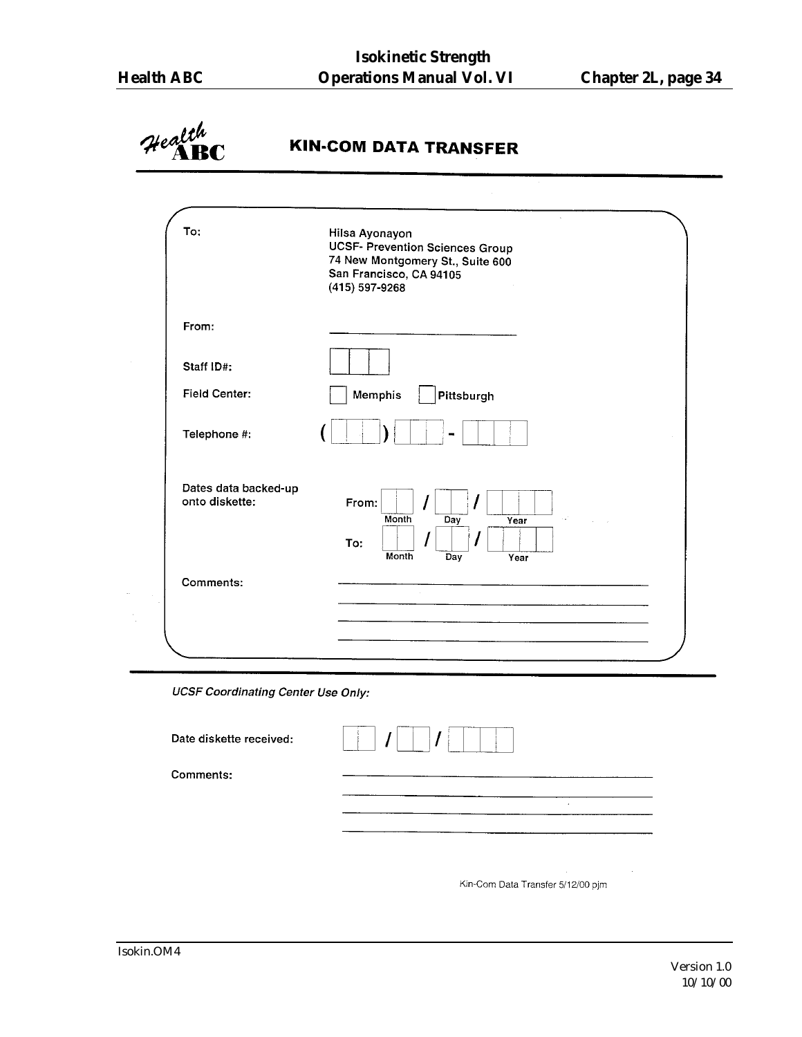# Health ABC

## KIN-COM DATA TRANSFER

**To:** Hilsa Ayonayon
UCSF- Prevention Sciences Group
74 New Montgomery St., Suite 600
San Francisco, CA 94105
(415) 597-9268

**From:** ______________________

**Staff ID#:** [ ][ ][ ]

**Field Center:** [ ] Memphis [ ] Pittsburgh

**Telephone #:** ( [ ][ ][ ] ) [ ][ ][ ] - [ ][ ][ ][ ]

**Dates data backed-up onto diskette:**

From: [ ][ ] / [ ][ ] / [ ][ ][ ][ ]
Month / Day / Year

To: [ ][ ] / [ ][ ] / [ ][ ][ ][ ]
Month / Day / Year

**Comments:** ______________________________________________

______________________________________________

______________________________________________

______________________________________________

*UCSF Coordinating Center Use Only:*

**Date diskette received:** [ ][ ] / [ ][ ] / [ ][ ][ ][ ]

**Comments:** ______________________________________________

______________________________________________

______________________________________________

______________________________________________

Kin-Com Data Transfer 5/12/00 pjm

Isokin.OM4

Version 1.0
10/10/00